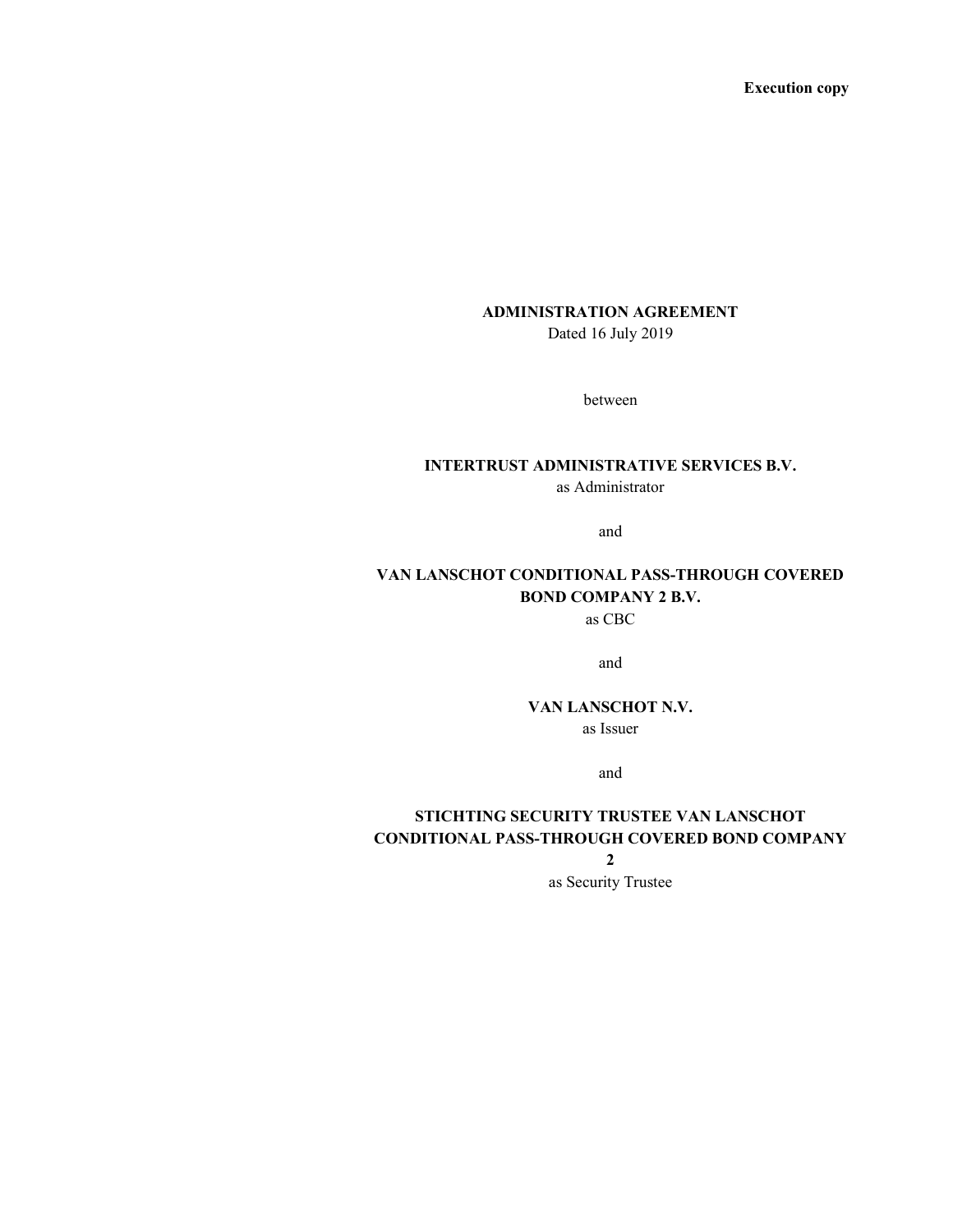**Execution copy**

# ADMINISTRATION AGREEMENT

Dated 16 July 2019

between

**INTERTRUST ADMINISTRATIVE SERVICES B.V.**
as Administrator

and

**VAN LANSCHOT CONDITIONAL PASS-THROUGH COVERED BOND COMPANY 2 B.V.**
as CBC

and

**VAN LANSCHOT N.V.**
as Issuer

and

**STICHTING SECURITY TRUSTEE VAN LANSCHOT CONDITIONAL PASS-THROUGH COVERED BOND COMPANY 2**
as Security Trustee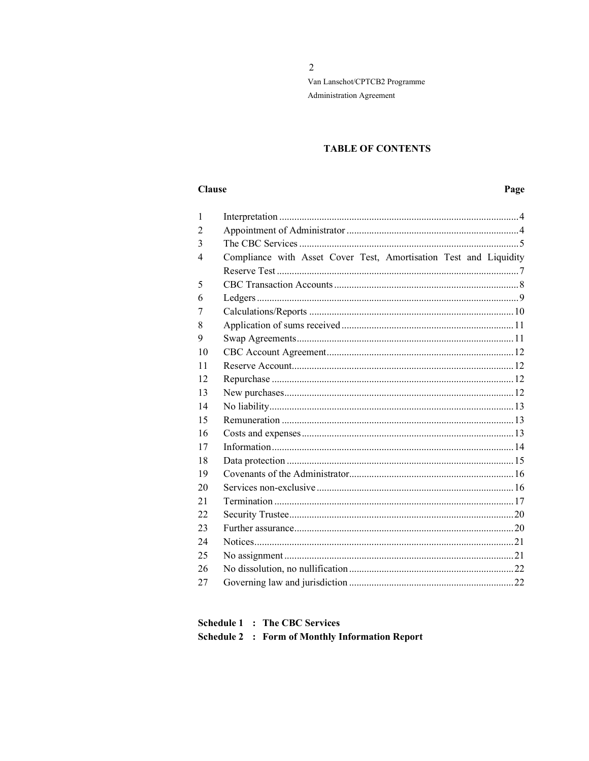## TABLE OF CONTENTS

| Clause | | Page |
|---|---|---|
| 1 | Interpretation | 4 |
| 2 | Appointment of Administrator | 4 |
| 3 | The CBC Services | 5 |
| 4 | Compliance with Asset Cover Test, Amortisation Test and Liquidity Reserve Test | 7 |
| 5 | CBC Transaction Accounts | 8 |
| 6 | Ledgers | 9 |
| 7 | Calculations/Reports | 10 |
| 8 | Application of sums received | 11 |
| 9 | Swap Agreements | 11 |
| 10 | CBC Account Agreement | 12 |
| 11 | Reserve Account | 12 |
| 12 | Repurchase | 12 |
| 13 | New purchases | 12 |
| 14 | No liability | 13 |
| 15 | Remuneration | 13 |
| 16 | Costs and expenses | 13 |
| 17 | Information | 14 |
| 18 | Data protection | 15 |
| 19 | Covenants of the Administrator | 16 |
| 20 | Services non-exclusive | 16 |
| 21 | Termination | 17 |
| 22 | Security Trustee | 20 |
| 23 | Further assurance | 20 |
| 24 | Notices | 21 |
| 25 | No assignment | 21 |
| 26 | No dissolution, no nullification | 22 |
| 27 | Governing law and jurisdiction | 22 |

**Schedule 1 : The CBC Services**

**Schedule 2 : Form of Monthly Information Report**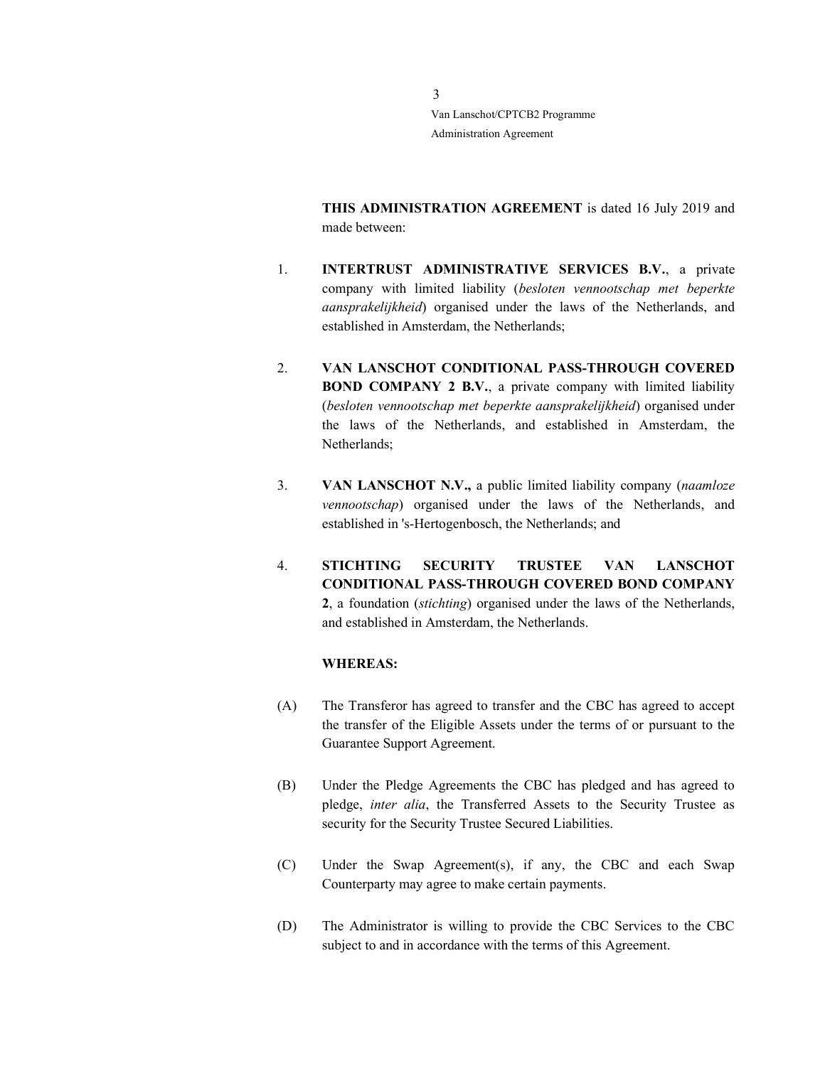**THIS ADMINISTRATION AGREEMENT** is dated 16 July 2019 and made between:

1. **INTERTRUST ADMINISTRATIVE SERVICES B.V.**, a private company with limited liability (*besloten vennootschap met beperkte aansprakelijkheid*) organised under the laws of the Netherlands, and established in Amsterdam, the Netherlands;

2. **VAN LANSCHOT CONDITIONAL PASS-THROUGH COVERED BOND COMPANY 2 B.V.**, a private company with limited liability (*besloten vennootschap met beperkte aansprakelijkheid*) organised under the laws of the Netherlands, and established in Amsterdam, the Netherlands;

3. **VAN LANSCHOT N.V.,** a public limited liability company (*naamloze vennootschap*) organised under the laws of the Netherlands, and established in 's-Hertogenbosch, the Netherlands; and

4. **STICHTING SECURITY TRUSTEE VAN LANSCHOT CONDITIONAL PASS-THROUGH COVERED BOND COMPANY 2**, a foundation (*stichting*) organised under the laws of the Netherlands, and established in Amsterdam, the Netherlands.

**WHEREAS:**

(A) The Transferor has agreed to transfer and the CBC has agreed to accept the transfer of the Eligible Assets under the terms of or pursuant to the Guarantee Support Agreement.

(B) Under the Pledge Agreements the CBC has pledged and has agreed to pledge, *inter alia*, the Transferred Assets to the Security Trustee as security for the Security Trustee Secured Liabilities.

(C) Under the Swap Agreement(s), if any, the CBC and each Swap Counterparty may agree to make certain payments.

(D) The Administrator is willing to provide the CBC Services to the CBC subject to and in accordance with the terms of this Agreement.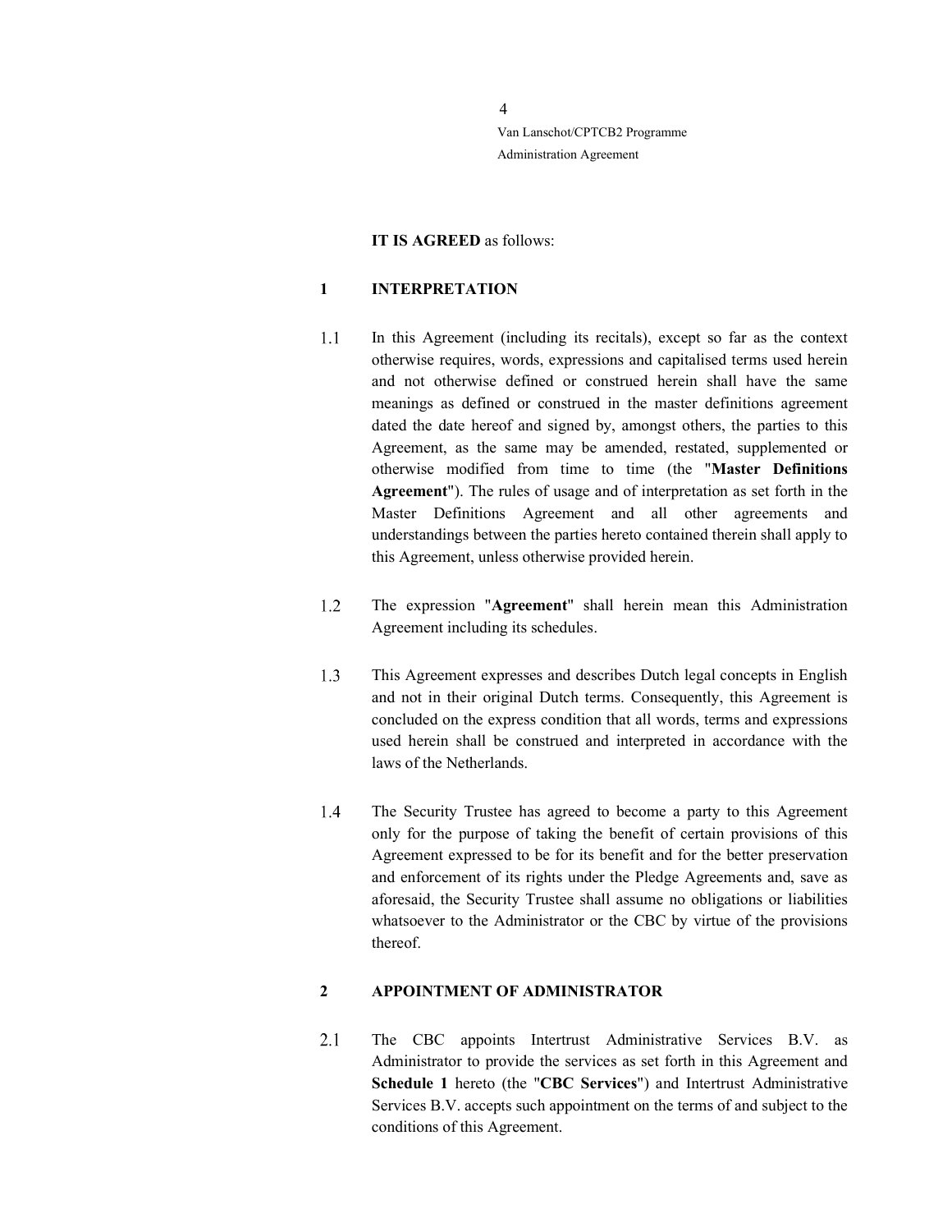**IT IS AGREED** as follows:

## 1 INTERPRETATION

1.1 In this Agreement (including its recitals), except so far as the context otherwise requires, words, expressions and capitalised terms used herein and not otherwise defined or construed herein shall have the same meanings as defined or construed in the master definitions agreement dated the date hereof and signed by, amongst others, the parties to this Agreement, as the same may be amended, restated, supplemented or otherwise modified from time to time (the "**Master Definitions Agreement**"). The rules of usage and of interpretation as set forth in the Master Definitions Agreement and all other agreements and understandings between the parties hereto contained therein shall apply to this Agreement, unless otherwise provided herein.

1.2 The expression "**Agreement**" shall herein mean this Administration Agreement including its schedules.

1.3 This Agreement expresses and describes Dutch legal concepts in English and not in their original Dutch terms. Consequently, this Agreement is concluded on the express condition that all words, terms and expressions used herein shall be construed and interpreted in accordance with the laws of the Netherlands.

1.4 The Security Trustee has agreed to become a party to this Agreement only for the purpose of taking the benefit of certain provisions of this Agreement expressed to be for its benefit and for the better preservation and enforcement of its rights under the Pledge Agreements and, save as aforesaid, the Security Trustee shall assume no obligations or liabilities whatsoever to the Administrator or the CBC by virtue of the provisions thereof.

## 2 APPOINTMENT OF ADMINISTRATOR

2.1 The CBC appoints Intertrust Administrative Services B.V. as Administrator to provide the services as set forth in this Agreement and **Schedule 1** hereto (the "**CBC Services**") and Intertrust Administrative Services B.V. accepts such appointment on the terms of and subject to the conditions of this Agreement.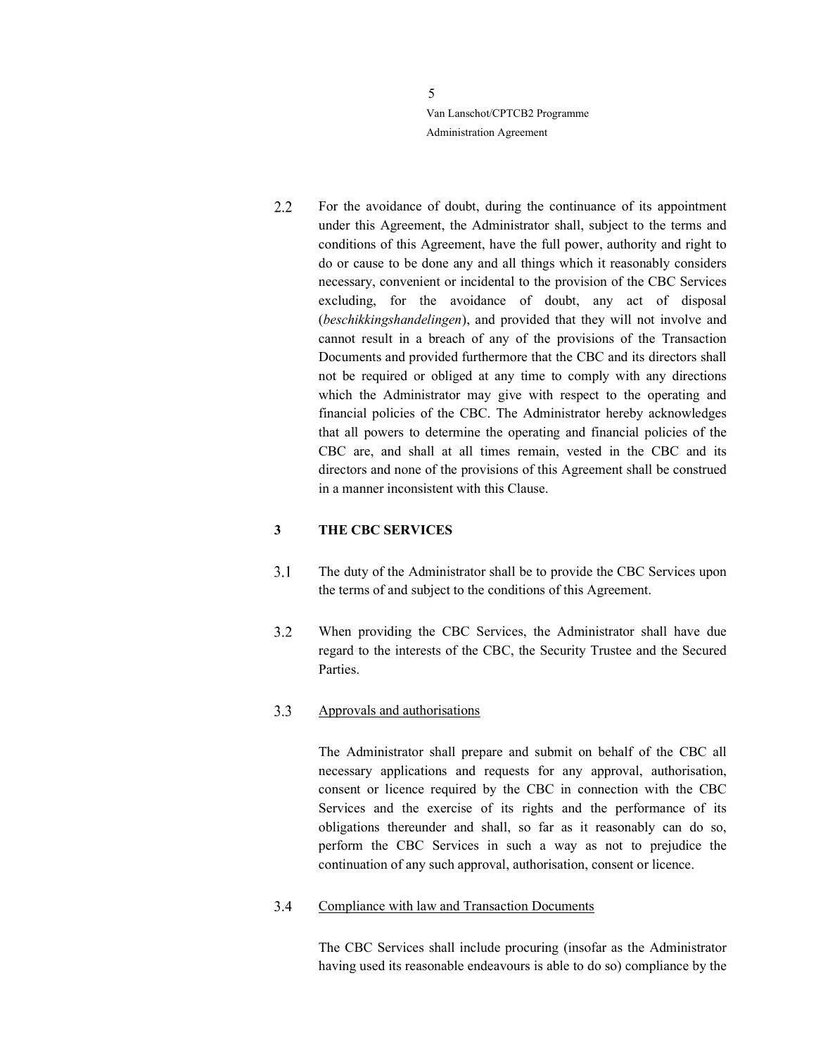2.2 For the avoidance of doubt, during the continuance of its appointment under this Agreement, the Administrator shall, subject to the terms and conditions of this Agreement, have the full power, authority and right to do or cause to be done any and all things which it reasonably considers necessary, convenient or incidental to the provision of the CBC Services excluding, for the avoidance of doubt, any act of disposal (*beschikkingshandelingen*), and provided that they will not involve and cannot result in a breach of any of the provisions of the Transaction Documents and provided furthermore that the CBC and its directors shall not be required or obliged at any time to comply with any directions which the Administrator may give with respect to the operating and financial policies of the CBC. The Administrator hereby acknowledges that all powers to determine the operating and financial policies of the CBC are, and shall at all times remain, vested in the CBC and its directors and none of the provisions of this Agreement shall be construed in a manner inconsistent with this Clause.

## 3 THE CBC SERVICES

3.1 The duty of the Administrator shall be to provide the CBC Services upon the terms of and subject to the conditions of this Agreement.

3.2 When providing the CBC Services, the Administrator shall have due regard to the interests of the CBC, the Security Trustee and the Secured Parties.

3.3 Approvals and authorisations

The Administrator shall prepare and submit on behalf of the CBC all necessary applications and requests for any approval, authorisation, consent or licence required by the CBC in connection with the CBC Services and the exercise of its rights and the performance of its obligations thereunder and shall, so far as it reasonably can do so, perform the CBC Services in such a way as not to prejudice the continuation of any such approval, authorisation, consent or licence.

3.4 Compliance with law and Transaction Documents

The CBC Services shall include procuring (insofar as the Administrator having used its reasonable endeavours is able to do so) compliance by the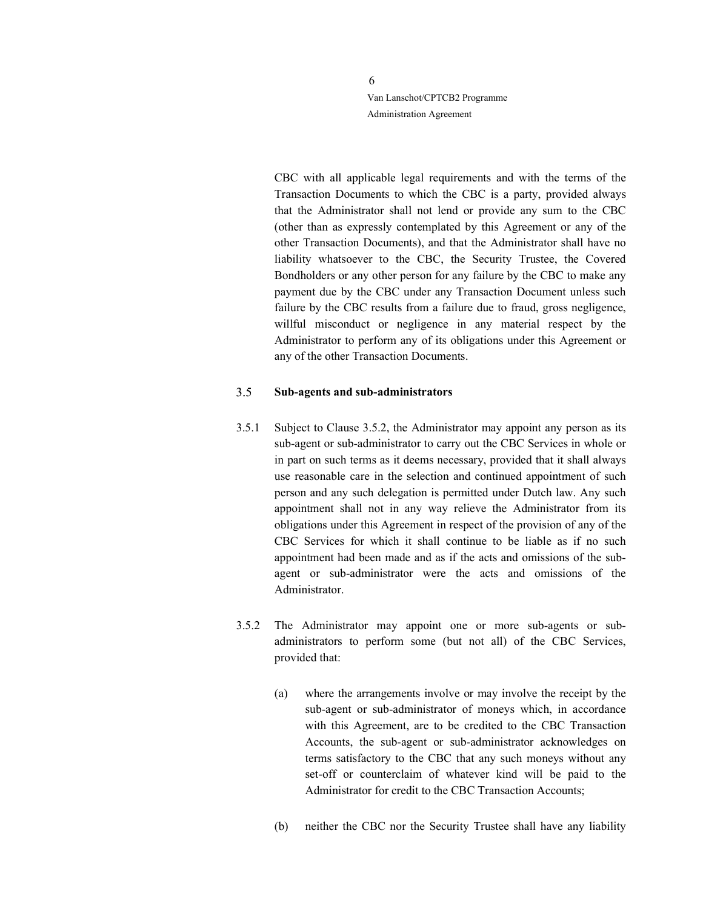CBC with all applicable legal requirements and with the terms of the Transaction Documents to which the CBC is a party, provided always that the Administrator shall not lend or provide any sum to the CBC (other than as expressly contemplated by this Agreement or any of the other Transaction Documents), and that the Administrator shall have no liability whatsoever to the CBC, the Security Trustee, the Covered Bondholders or any other person for any failure by the CBC to make any payment due by the CBC under any Transaction Document unless such failure by the CBC results from a failure due to fraud, gross negligence, willful misconduct or negligence in any material respect by the Administrator to perform any of its obligations under this Agreement or any of the other Transaction Documents.

### 3.5 Sub-agents and sub-administrators

3.5.1 Subject to Clause 3.5.2, the Administrator may appoint any person as its sub-agent or sub-administrator to carry out the CBC Services in whole or in part on such terms as it deems necessary, provided that it shall always use reasonable care in the selection and continued appointment of such person and any such delegation is permitted under Dutch law. Any such appointment shall not in any way relieve the Administrator from its obligations under this Agreement in respect of the provision of any of the CBC Services for which it shall continue to be liable as if no such appointment had been made and as if the acts and omissions of the sub-agent or sub-administrator were the acts and omissions of the Administrator.

3.5.2 The Administrator may appoint one or more sub-agents or sub-administrators to perform some (but not all) of the CBC Services, provided that:

(a) where the arrangements involve or may involve the receipt by the sub-agent or sub-administrator of moneys which, in accordance with this Agreement, are to be credited to the CBC Transaction Accounts, the sub-agent or sub-administrator acknowledges on terms satisfactory to the CBC that any such moneys without any set-off or counterclaim of whatever kind will be paid to the Administrator for credit to the CBC Transaction Accounts;

(b) neither the CBC nor the Security Trustee shall have any liability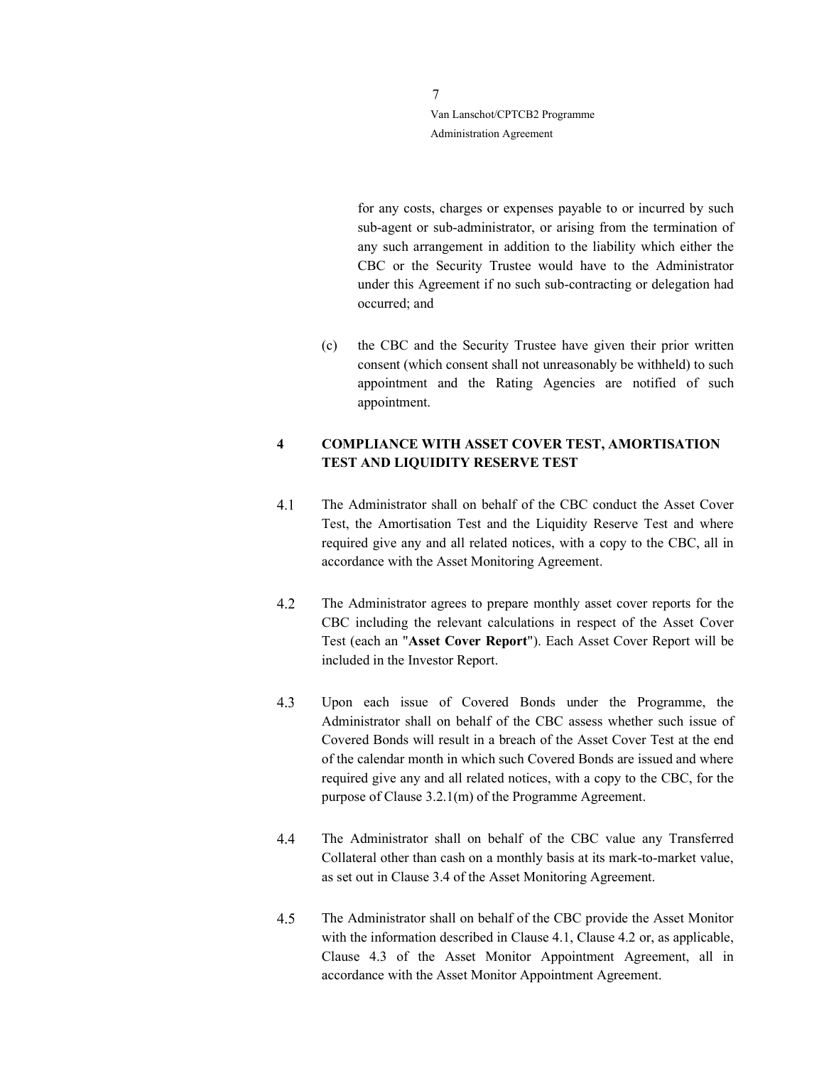for any costs, charges or expenses payable to or incurred by such sub-agent or sub-administrator, or arising from the termination of any such arrangement in addition to the liability which either the CBC or the Security Trustee would have to the Administrator under this Agreement if no such sub-contracting or delegation had occurred; and

(c) the CBC and the Security Trustee have given their prior written consent (which consent shall not unreasonably be withheld) to such appointment and the Rating Agencies are notified of such appointment.

## 4 COMPLIANCE WITH ASSET COVER TEST, AMORTISATION TEST AND LIQUIDITY RESERVE TEST

4.1 The Administrator shall on behalf of the CBC conduct the Asset Cover Test, the Amortisation Test and the Liquidity Reserve Test and where required give any and all related notices, with a copy to the CBC, all in accordance with the Asset Monitoring Agreement.

4.2 The Administrator agrees to prepare monthly asset cover reports for the CBC including the relevant calculations in respect of the Asset Cover Test (each an "**Asset Cover Report**"). Each Asset Cover Report will be included in the Investor Report.

4.3 Upon each issue of Covered Bonds under the Programme, the Administrator shall on behalf of the CBC assess whether such issue of Covered Bonds will result in a breach of the Asset Cover Test at the end of the calendar month in which such Covered Bonds are issued and where required give any and all related notices, with a copy to the CBC, for the purpose of Clause 3.2.1(m) of the Programme Agreement.

4.4 The Administrator shall on behalf of the CBC value any Transferred Collateral other than cash on a monthly basis at its mark-to-market value, as set out in Clause 3.4 of the Asset Monitoring Agreement.

4.5 The Administrator shall on behalf of the CBC provide the Asset Monitor with the information described in Clause 4.1, Clause 4.2 or, as applicable, Clause 4.3 of the Asset Monitor Appointment Agreement, all in accordance with the Asset Monitor Appointment Agreement.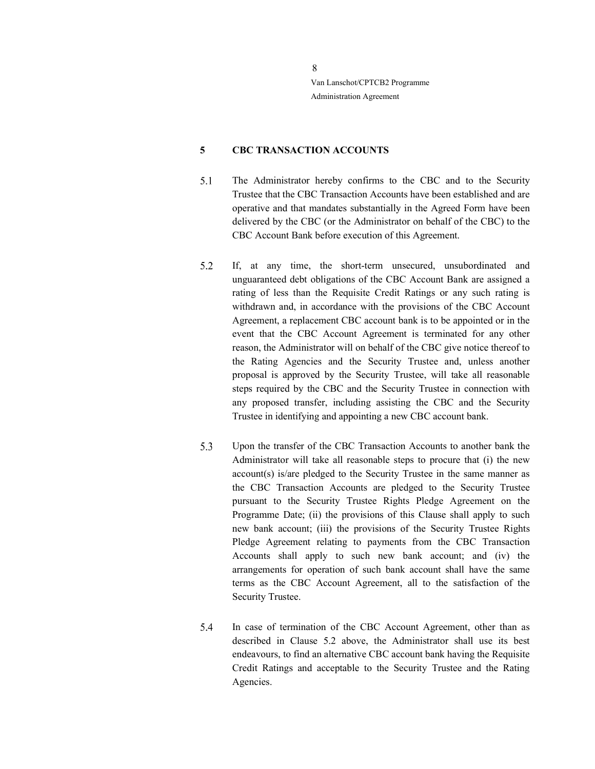## 5 CBC TRANSACTION ACCOUNTS

5.1 The Administrator hereby confirms to the CBC and to the Security Trustee that the CBC Transaction Accounts have been established and are operative and that mandates substantially in the Agreed Form have been delivered by the CBC (or the Administrator on behalf of the CBC) to the CBC Account Bank before execution of this Agreement.

5.2 If, at any time, the short-term unsecured, unsubordinated and unguaranteed debt obligations of the CBC Account Bank are assigned a rating of less than the Requisite Credit Ratings or any such rating is withdrawn and, in accordance with the provisions of the CBC Account Agreement, a replacement CBC account bank is to be appointed or in the event that the CBC Account Agreement is terminated for any other reason, the Administrator will on behalf of the CBC give notice thereof to the Rating Agencies and the Security Trustee and, unless another proposal is approved by the Security Trustee, will take all reasonable steps required by the CBC and the Security Trustee in connection with any proposed transfer, including assisting the CBC and the Security Trustee in identifying and appointing a new CBC account bank.

5.3 Upon the transfer of the CBC Transaction Accounts to another bank the Administrator will take all reasonable steps to procure that (i) the new account(s) is/are pledged to the Security Trustee in the same manner as the CBC Transaction Accounts are pledged to the Security Trustee pursuant to the Security Trustee Rights Pledge Agreement on the Programme Date; (ii) the provisions of this Clause shall apply to such new bank account; (iii) the provisions of the Security Trustee Rights Pledge Agreement relating to payments from the CBC Transaction Accounts shall apply to such new bank account; and (iv) the arrangements for operation of such bank account shall have the same terms as the CBC Account Agreement, all to the satisfaction of the Security Trustee.

5.4 In case of termination of the CBC Account Agreement, other than as described in Clause 5.2 above, the Administrator shall use its best endeavours, to find an alternative CBC account bank having the Requisite Credit Ratings and acceptable to the Security Trustee and the Rating Agencies.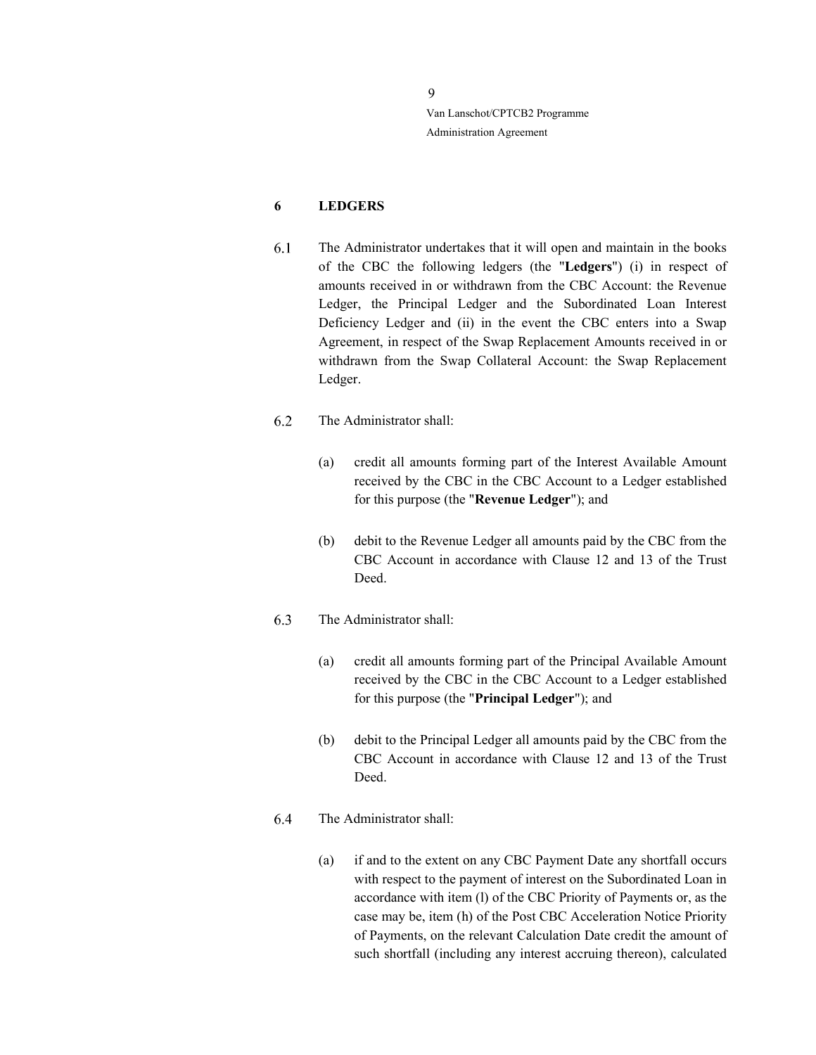## 6 LEDGERS

6.1 The Administrator undertakes that it will open and maintain in the books of the CBC the following ledgers (the "**Ledgers**") (i) in respect of amounts received in or withdrawn from the CBC Account: the Revenue Ledger, the Principal Ledger and the Subordinated Loan Interest Deficiency Ledger and (ii) in the event the CBC enters into a Swap Agreement, in respect of the Swap Replacement Amounts received in or withdrawn from the Swap Collateral Account: the Swap Replacement Ledger.

6.2 The Administrator shall:

(a) credit all amounts forming part of the Interest Available Amount received by the CBC in the CBC Account to a Ledger established for this purpose (the "**Revenue Ledger**"); and

(b) debit to the Revenue Ledger all amounts paid by the CBC from the CBC Account in accordance with Clause 12 and 13 of the Trust Deed.

6.3 The Administrator shall:

(a) credit all amounts forming part of the Principal Available Amount received by the CBC in the CBC Account to a Ledger established for this purpose (the "**Principal Ledger**"); and

(b) debit to the Principal Ledger all amounts paid by the CBC from the CBC Account in accordance with Clause 12 and 13 of the Trust Deed.

6.4 The Administrator shall:

(a) if and to the extent on any CBC Payment Date any shortfall occurs with respect to the payment of interest on the Subordinated Loan in accordance with item (l) of the CBC Priority of Payments or, as the case may be, item (h) of the Post CBC Acceleration Notice Priority of Payments, on the relevant Calculation Date credit the amount of such shortfall (including any interest accruing thereon), calculated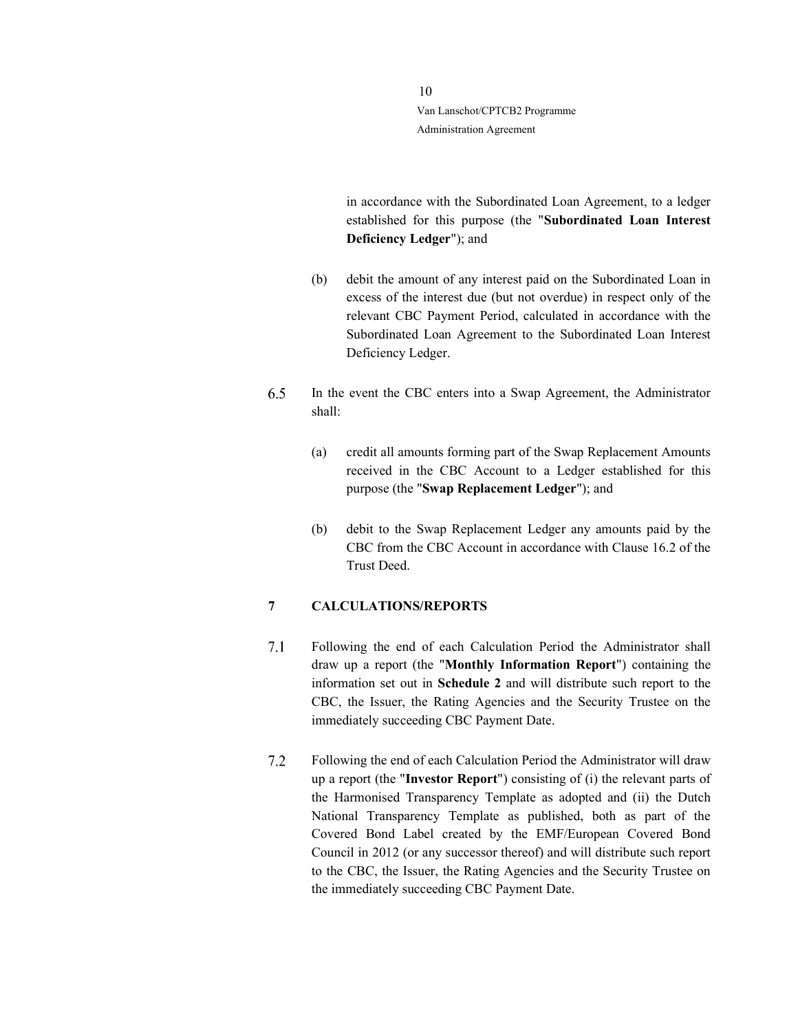in accordance with the Subordinated Loan Agreement, to a ledger established for this purpose (the "**Subordinated Loan Interest Deficiency Ledger**"); and

(b) debit the amount of any interest paid on the Subordinated Loan in excess of the interest due (but not overdue) in respect only of the relevant CBC Payment Period, calculated in accordance with the Subordinated Loan Agreement to the Subordinated Loan Interest Deficiency Ledger.

6.5 In the event the CBC enters into a Swap Agreement, the Administrator shall:

(a) credit all amounts forming part of the Swap Replacement Amounts received in the CBC Account to a Ledger established for this purpose (the "**Swap Replacement Ledger**"); and

(b) debit to the Swap Replacement Ledger any amounts paid by the CBC from the CBC Account in accordance with Clause 16.2 of the Trust Deed.

## 7 CALCULATIONS/REPORTS

7.1 Following the end of each Calculation Period the Administrator shall draw up a report (the "**Monthly Information Report**") containing the information set out in **Schedule 2** and will distribute such report to the CBC, the Issuer, the Rating Agencies and the Security Trustee on the immediately succeeding CBC Payment Date.

7.2 Following the end of each Calculation Period the Administrator will draw up a report (the "**Investor Report**") consisting of (i) the relevant parts of the Harmonised Transparency Template as adopted and (ii) the Dutch National Transparency Template as published, both as part of the Covered Bond Label created by the EMF/European Covered Bond Council in 2012 (or any successor thereof) and will distribute such report to the CBC, the Issuer, the Rating Agencies and the Security Trustee on the immediately succeeding CBC Payment Date.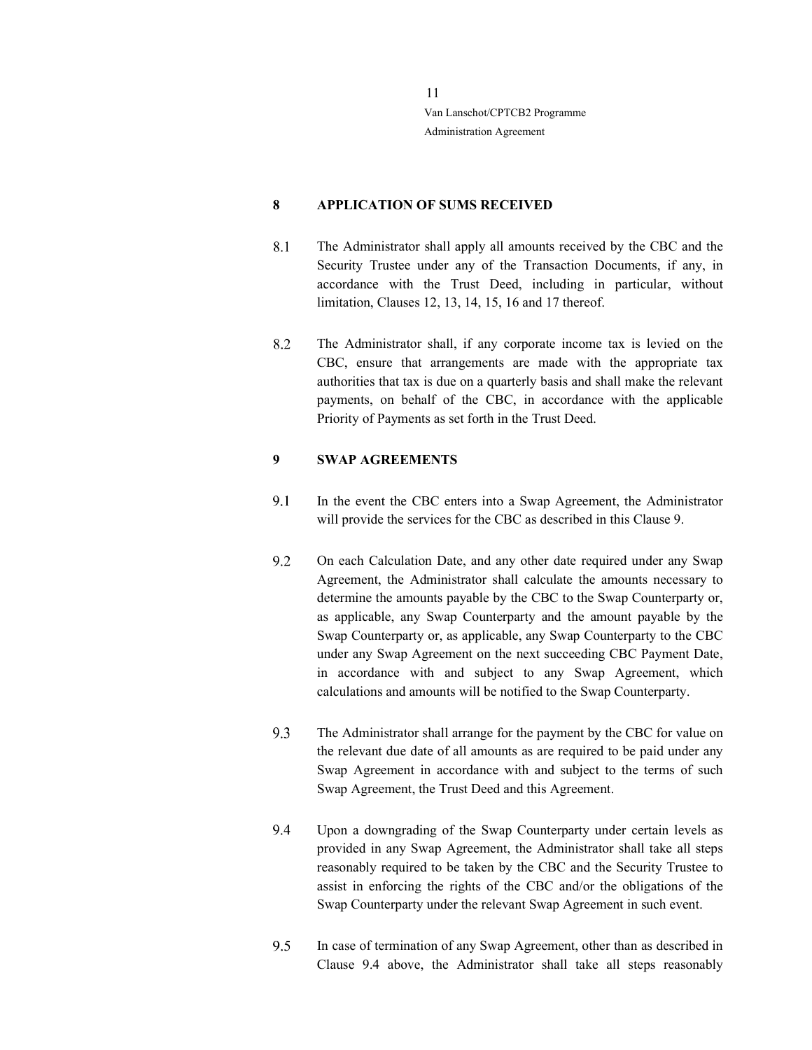## 8 APPLICATION OF SUMS RECEIVED

8.1 The Administrator shall apply all amounts received by the CBC and the Security Trustee under any of the Transaction Documents, if any, in accordance with the Trust Deed, including in particular, without limitation, Clauses 12, 13, 14, 15, 16 and 17 thereof.

8.2 The Administrator shall, if any corporate income tax is levied on the CBC, ensure that arrangements are made with the appropriate tax authorities that tax is due on a quarterly basis and shall make the relevant payments, on behalf of the CBC, in accordance with the applicable Priority of Payments as set forth in the Trust Deed.

## 9 SWAP AGREEMENTS

9.1 In the event the CBC enters into a Swap Agreement, the Administrator will provide the services for the CBC as described in this Clause 9.

9.2 On each Calculation Date, and any other date required under any Swap Agreement, the Administrator shall calculate the amounts necessary to determine the amounts payable by the CBC to the Swap Counterparty or, as applicable, any Swap Counterparty and the amount payable by the Swap Counterparty or, as applicable, any Swap Counterparty to the CBC under any Swap Agreement on the next succeeding CBC Payment Date, in accordance with and subject to any Swap Agreement, which calculations and amounts will be notified to the Swap Counterparty.

9.3 The Administrator shall arrange for the payment by the CBC for value on the relevant due date of all amounts as are required to be paid under any Swap Agreement in accordance with and subject to the terms of such Swap Agreement, the Trust Deed and this Agreement.

9.4 Upon a downgrading of the Swap Counterparty under certain levels as provided in any Swap Agreement, the Administrator shall take all steps reasonably required to be taken by the CBC and the Security Trustee to assist in enforcing the rights of the CBC and/or the obligations of the Swap Counterparty under the relevant Swap Agreement in such event.

9.5 In case of termination of any Swap Agreement, other than as described in Clause 9.4 above, the Administrator shall take all steps reasonably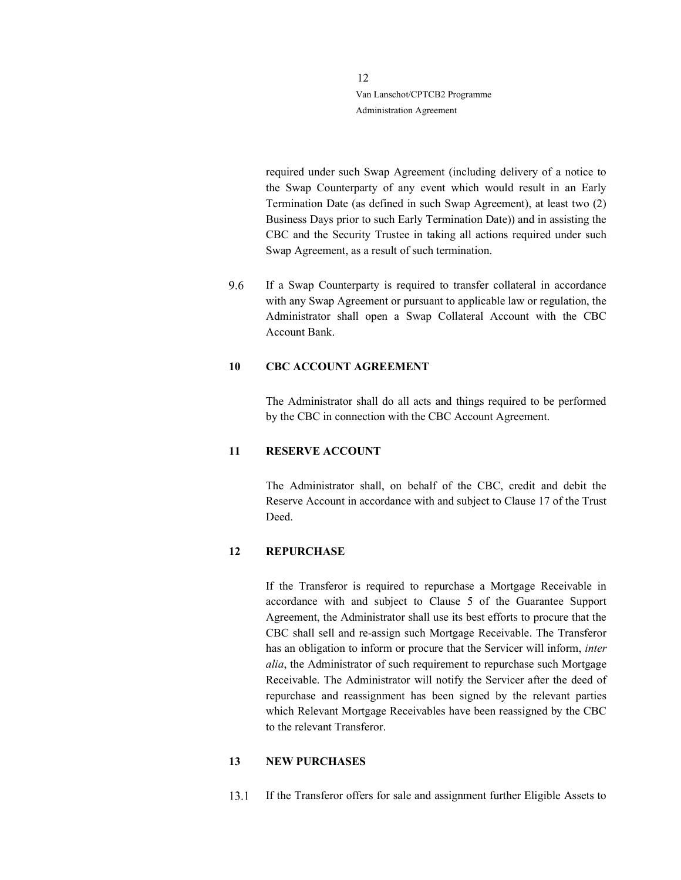required under such Swap Agreement (including delivery of a notice to the Swap Counterparty of any event which would result in an Early Termination Date (as defined in such Swap Agreement), at least two (2) Business Days prior to such Early Termination Date)) and in assisting the CBC and the Security Trustee in taking all actions required under such Swap Agreement, as a result of such termination.

9.6 If a Swap Counterparty is required to transfer collateral in accordance with any Swap Agreement or pursuant to applicable law or regulation, the Administrator shall open a Swap Collateral Account with the CBC Account Bank.

## 10 CBC ACCOUNT AGREEMENT

The Administrator shall do all acts and things required to be performed by the CBC in connection with the CBC Account Agreement.

## 11 RESERVE ACCOUNT

The Administrator shall, on behalf of the CBC, credit and debit the Reserve Account in accordance with and subject to Clause 17 of the Trust Deed.

## 12 REPURCHASE

If the Transferor is required to repurchase a Mortgage Receivable in accordance with and subject to Clause 5 of the Guarantee Support Agreement, the Administrator shall use its best efforts to procure that the CBC shall sell and re-assign such Mortgage Receivable. The Transferor has an obligation to inform or procure that the Servicer will inform, *inter alia*, the Administrator of such requirement to repurchase such Mortgage Receivable. The Administrator will notify the Servicer after the deed of repurchase and reassignment has been signed by the relevant parties which Relevant Mortgage Receivables have been reassigned by the CBC to the relevant Transferor.

## 13 NEW PURCHASES

13.1 If the Transferor offers for sale and assignment further Eligible Assets to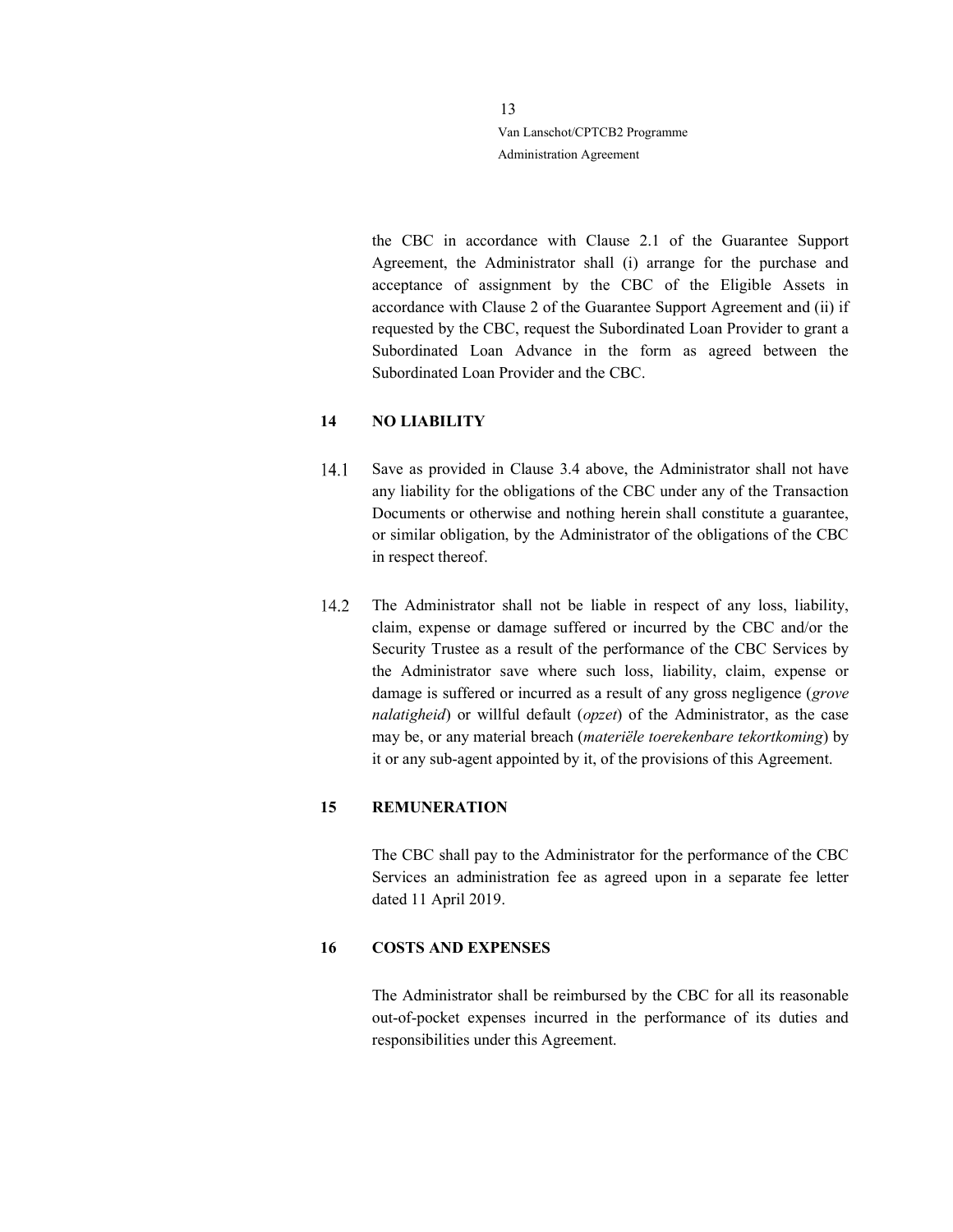the CBC in accordance with Clause 2.1 of the Guarantee Support Agreement, the Administrator shall (i) arrange for the purchase and acceptance of assignment by the CBC of the Eligible Assets in accordance with Clause 2 of the Guarantee Support Agreement and (ii) if requested by the CBC, request the Subordinated Loan Provider to grant a Subordinated Loan Advance in the form as agreed between the Subordinated Loan Provider and the CBC.

## 14 NO LIABILITY

14.1 Save as provided in Clause 3.4 above, the Administrator shall not have any liability for the obligations of the CBC under any of the Transaction Documents or otherwise and nothing herein shall constitute a guarantee, or similar obligation, by the Administrator of the obligations of the CBC in respect thereof.

14.2 The Administrator shall not be liable in respect of any loss, liability, claim, expense or damage suffered or incurred by the CBC and/or the Security Trustee as a result of the performance of the CBC Services by the Administrator save where such loss, liability, claim, expense or damage is suffered or incurred as a result of any gross negligence (*grove nalatigheid*) or willful default (*opzet*) of the Administrator, as the case may be, or any material breach (*materiële toerekenbare tekortkoming*) by it or any sub-agent appointed by it, of the provisions of this Agreement.

## 15 REMUNERATION

The CBC shall pay to the Administrator for the performance of the CBC Services an administration fee as agreed upon in a separate fee letter dated 11 April 2019.

## 16 COSTS AND EXPENSES

The Administrator shall be reimbursed by the CBC for all its reasonable out-of-pocket expenses incurred in the performance of its duties and responsibilities under this Agreement.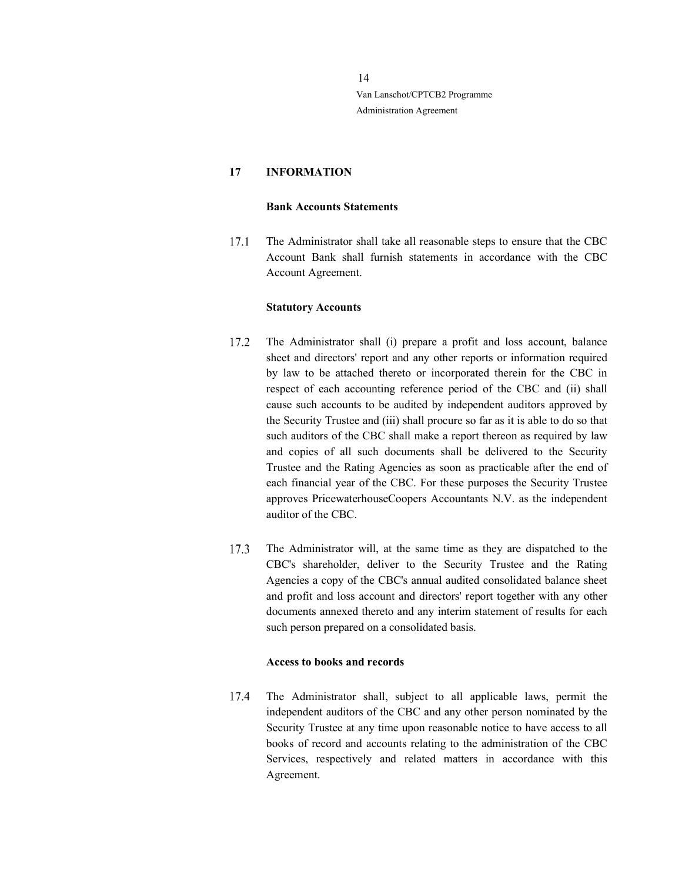## 17 INFORMATION

**Bank Accounts Statements**

17.1 The Administrator shall take all reasonable steps to ensure that the CBC Account Bank shall furnish statements in accordance with the CBC Account Agreement.

**Statutory Accounts**

17.2 The Administrator shall (i) prepare a profit and loss account, balance sheet and directors' report and any other reports or information required by law to be attached thereto or incorporated therein for the CBC in respect of each accounting reference period of the CBC and (ii) shall cause such accounts to be audited by independent auditors approved by the Security Trustee and (iii) shall procure so far as it is able to do so that such auditors of the CBC shall make a report thereon as required by law and copies of all such documents shall be delivered to the Security Trustee and the Rating Agencies as soon as practicable after the end of each financial year of the CBC. For these purposes the Security Trustee approves PricewaterhouseCoopers Accountants N.V. as the independent auditor of the CBC.

17.3 The Administrator will, at the same time as they are dispatched to the CBC's shareholder, deliver to the Security Trustee and the Rating Agencies a copy of the CBC's annual audited consolidated balance sheet and profit and loss account and directors' report together with any other documents annexed thereto and any interim statement of results for each such person prepared on a consolidated basis.

**Access to books and records**

17.4 The Administrator shall, subject to all applicable laws, permit the independent auditors of the CBC and any other person nominated by the Security Trustee at any time upon reasonable notice to have access to all books of record and accounts relating to the administration of the CBC Services, respectively and related matters in accordance with this Agreement.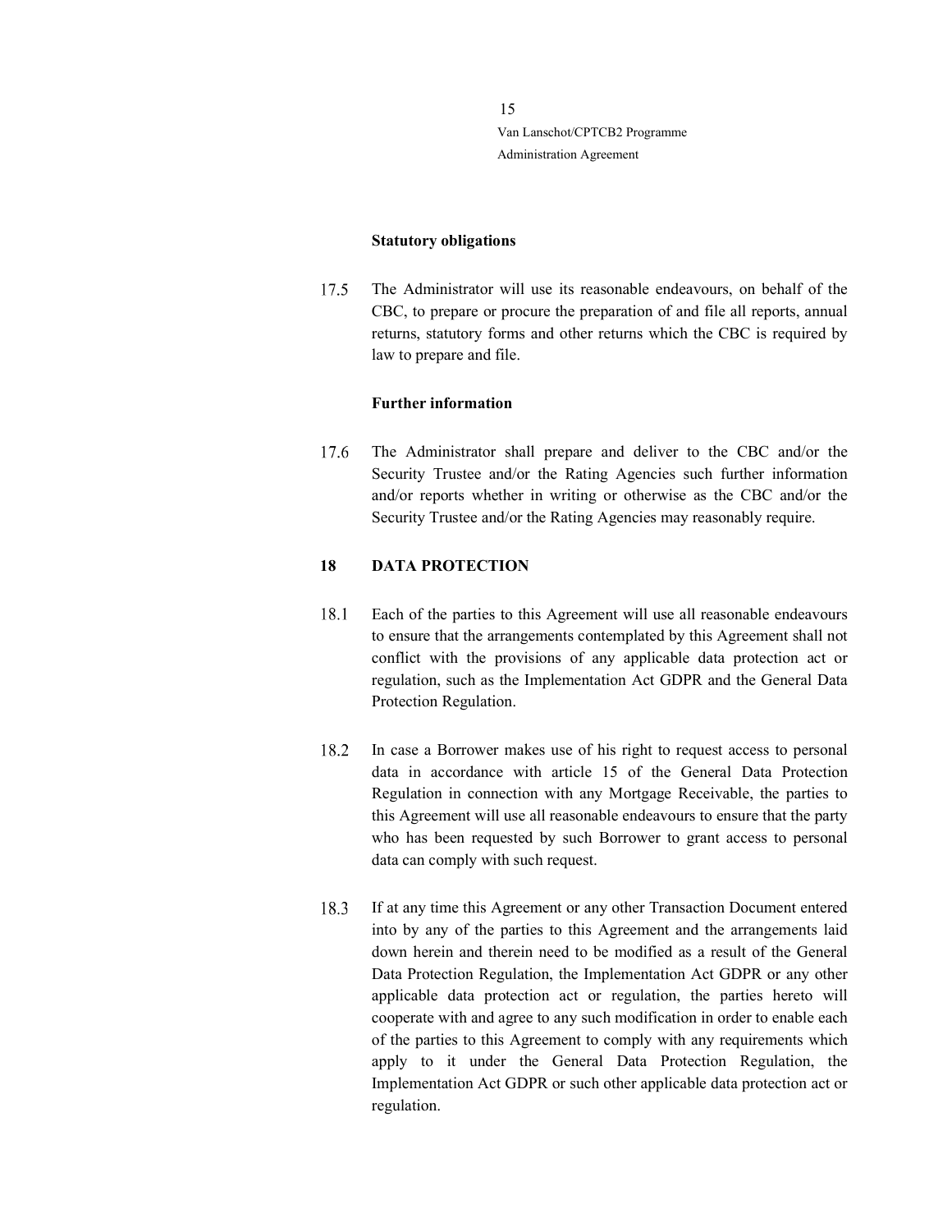**Statutory obligations**

17.5 The Administrator will use its reasonable endeavours, on behalf of the CBC, to prepare or procure the preparation of and file all reports, annual returns, statutory forms and other returns which the CBC is required by law to prepare and file.

**Further information**

17.6 The Administrator shall prepare and deliver to the CBC and/or the Security Trustee and/or the Rating Agencies such further information and/or reports whether in writing or otherwise as the CBC and/or the Security Trustee and/or the Rating Agencies may reasonably require.

## 18 DATA PROTECTION

18.1 Each of the parties to this Agreement will use all reasonable endeavours to ensure that the arrangements contemplated by this Agreement shall not conflict with the provisions of any applicable data protection act or regulation, such as the Implementation Act GDPR and the General Data Protection Regulation.

18.2 In case a Borrower makes use of his right to request access to personal data in accordance with article 15 of the General Data Protection Regulation in connection with any Mortgage Receivable, the parties to this Agreement will use all reasonable endeavours to ensure that the party who has been requested by such Borrower to grant access to personal data can comply with such request.

18.3 If at any time this Agreement or any other Transaction Document entered into by any of the parties to this Agreement and the arrangements laid down herein and therein need to be modified as a result of the General Data Protection Regulation, the Implementation Act GDPR or any other applicable data protection act or regulation, the parties hereto will cooperate with and agree to any such modification in order to enable each of the parties to this Agreement to comply with any requirements which apply to it under the General Data Protection Regulation, the Implementation Act GDPR or such other applicable data protection act or regulation.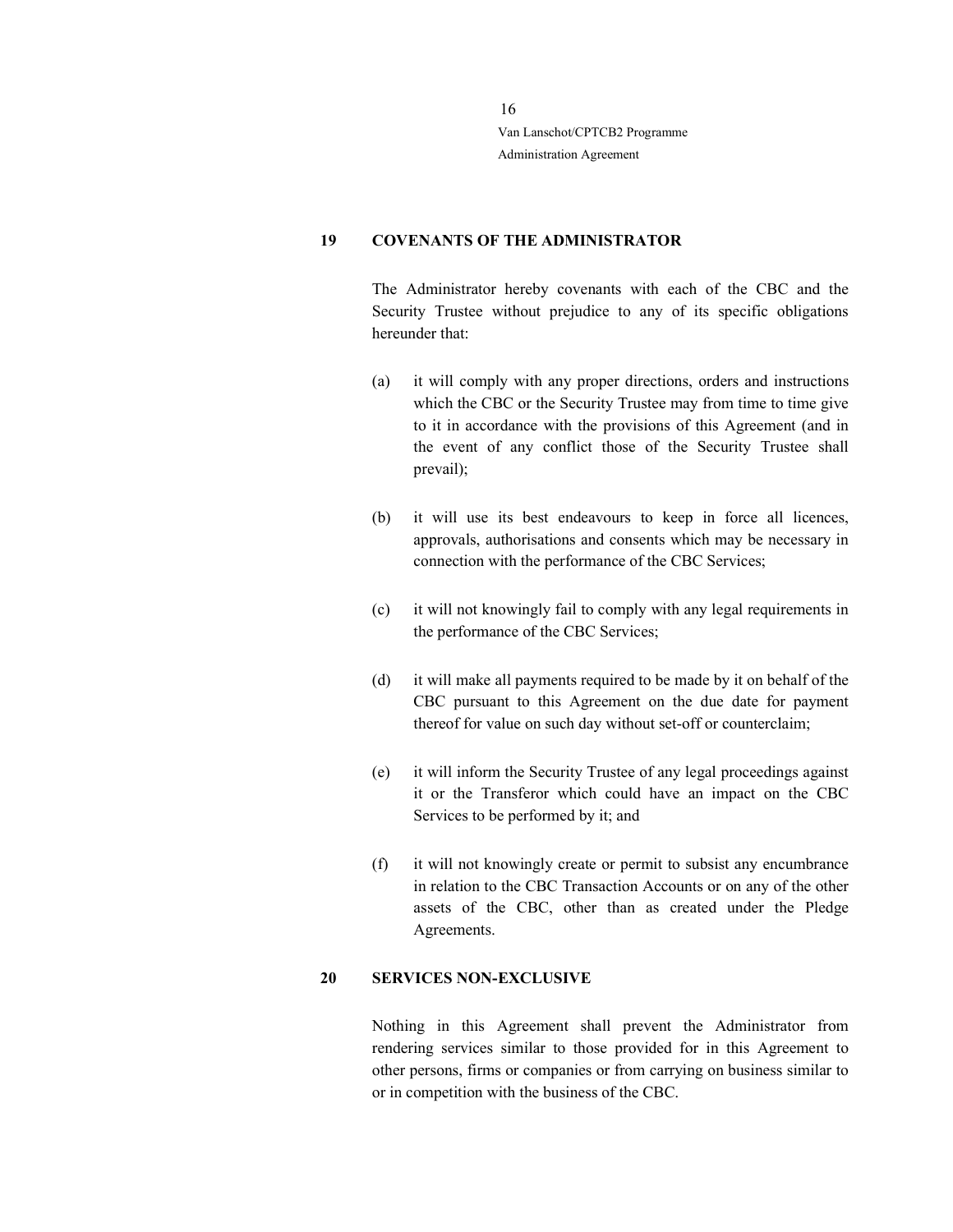## 19 COVENANTS OF THE ADMINISTRATOR

The Administrator hereby covenants with each of the CBC and the Security Trustee without prejudice to any of its specific obligations hereunder that:

(a) it will comply with any proper directions, orders and instructions which the CBC or the Security Trustee may from time to time give to it in accordance with the provisions of this Agreement (and in the event of any conflict those of the Security Trustee shall prevail);

(b) it will use its best endeavours to keep in force all licences, approvals, authorisations and consents which may be necessary in connection with the performance of the CBC Services;

(c) it will not knowingly fail to comply with any legal requirements in the performance of the CBC Services;

(d) it will make all payments required to be made by it on behalf of the CBC pursuant to this Agreement on the due date for payment thereof for value on such day without set-off or counterclaim;

(e) it will inform the Security Trustee of any legal proceedings against it or the Transferor which could have an impact on the CBC Services to be performed by it; and

(f) it will not knowingly create or permit to subsist any encumbrance in relation to the CBC Transaction Accounts or on any of the other assets of the CBC, other than as created under the Pledge Agreements.

## 20 SERVICES NON-EXCLUSIVE

Nothing in this Agreement shall prevent the Administrator from rendering services similar to those provided for in this Agreement to other persons, firms or companies or from carrying on business similar to or in competition with the business of the CBC.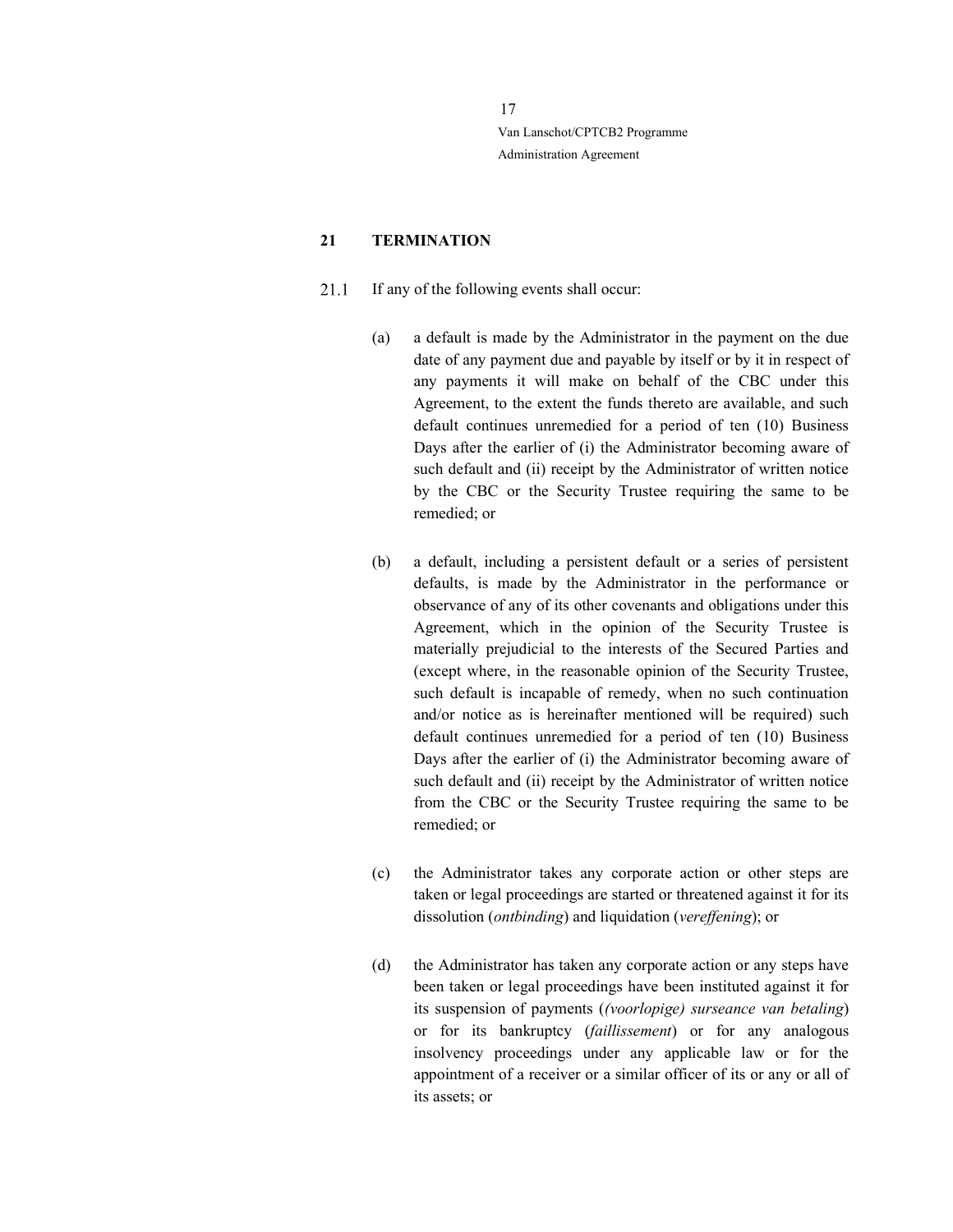## 21 TERMINATION

21.1 If any of the following events shall occur:

(a) a default is made by the Administrator in the payment on the due date of any payment due and payable by itself or by it in respect of any payments it will make on behalf of the CBC under this Agreement, to the extent the funds thereto are available, and such default continues unremedied for a period of ten (10) Business Days after the earlier of (i) the Administrator becoming aware of such default and (ii) receipt by the Administrator of written notice by the CBC or the Security Trustee requiring the same to be remedied; or

(b) a default, including a persistent default or a series of persistent defaults, is made by the Administrator in the performance or observance of any of its other covenants and obligations under this Agreement, which in the opinion of the Security Trustee is materially prejudicial to the interests of the Secured Parties and (except where, in the reasonable opinion of the Security Trustee, such default is incapable of remedy, when no such continuation and/or notice as is hereinafter mentioned will be required) such default continues unremedied for a period of ten (10) Business Days after the earlier of (i) the Administrator becoming aware of such default and (ii) receipt by the Administrator of written notice from the CBC or the Security Trustee requiring the same to be remedied; or

(c) the Administrator takes any corporate action or other steps are taken or legal proceedings are started or threatened against it for its dissolution (*ontbinding*) and liquidation (*vereffening*); or

(d) the Administrator has taken any corporate action or any steps have been taken or legal proceedings have been instituted against it for its suspension of payments (*(voorlopige) surseance van betaling*) or for its bankruptcy (*faillissement*) or for any analogous insolvency proceedings under any applicable law or for the appointment of a receiver or a similar officer of its or any or all of its assets; or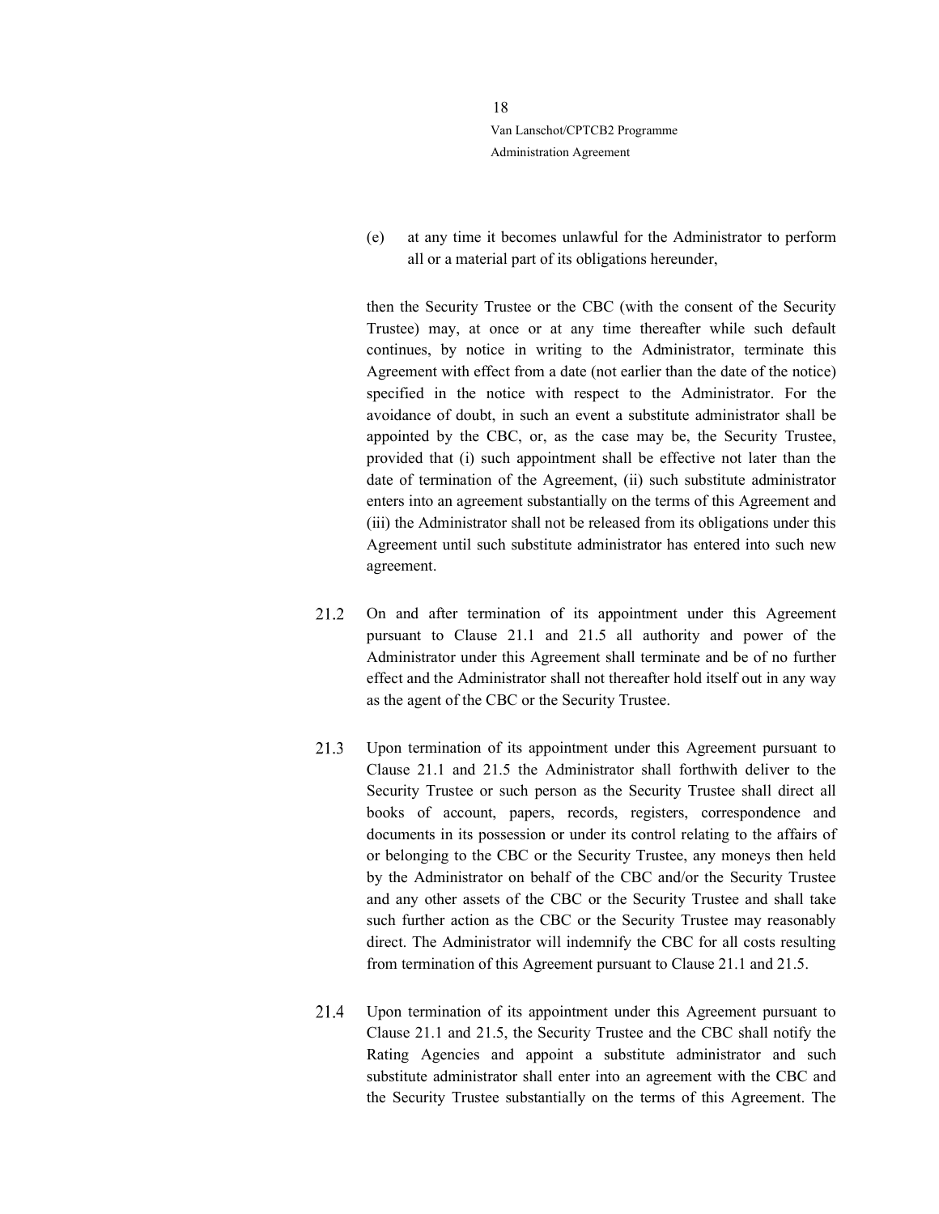(e) at any time it becomes unlawful for the Administrator to perform all or a material part of its obligations hereunder,

then the Security Trustee or the CBC (with the consent of the Security Trustee) may, at once or at any time thereafter while such default continues, by notice in writing to the Administrator, terminate this Agreement with effect from a date (not earlier than the date of the notice) specified in the notice with respect to the Administrator. For the avoidance of doubt, in such an event a substitute administrator shall be appointed by the CBC, or, as the case may be, the Security Trustee, provided that (i) such appointment shall be effective not later than the date of termination of the Agreement, (ii) such substitute administrator enters into an agreement substantially on the terms of this Agreement and (iii) the Administrator shall not be released from its obligations under this Agreement until such substitute administrator has entered into such new agreement.

21.2 On and after termination of its appointment under this Agreement pursuant to Clause 21.1 and 21.5 all authority and power of the Administrator under this Agreement shall terminate and be of no further effect and the Administrator shall not thereafter hold itself out in any way as the agent of the CBC or the Security Trustee.

21.3 Upon termination of its appointment under this Agreement pursuant to Clause 21.1 and 21.5 the Administrator shall forthwith deliver to the Security Trustee or such person as the Security Trustee shall direct all books of account, papers, records, registers, correspondence and documents in its possession or under its control relating to the affairs of or belonging to the CBC or the Security Trustee, any moneys then held by the Administrator on behalf of the CBC and/or the Security Trustee and any other assets of the CBC or the Security Trustee and shall take such further action as the CBC or the Security Trustee may reasonably direct. The Administrator will indemnify the CBC for all costs resulting from termination of this Agreement pursuant to Clause 21.1 and 21.5.

21.4 Upon termination of its appointment under this Agreement pursuant to Clause 21.1 and 21.5, the Security Trustee and the CBC shall notify the Rating Agencies and appoint a substitute administrator and such substitute administrator shall enter into an agreement with the CBC and the Security Trustee substantially on the terms of this Agreement. The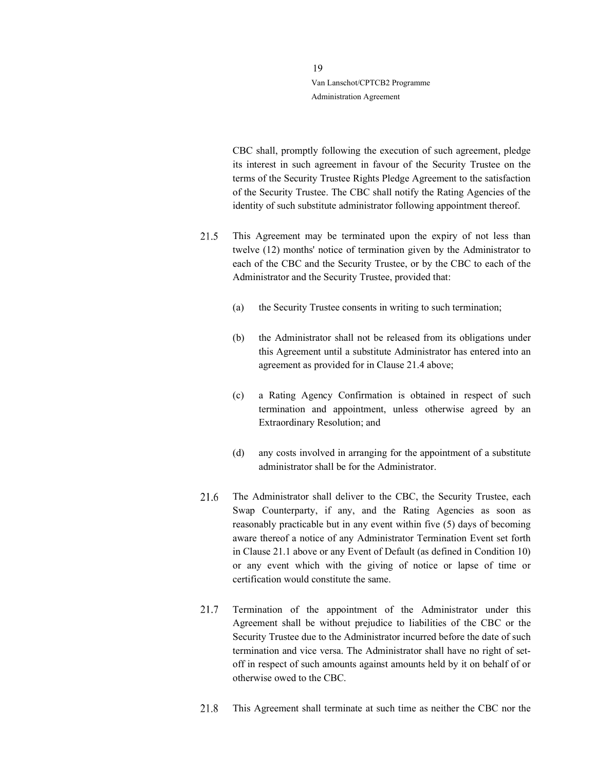CBC shall, promptly following the execution of such agreement, pledge its interest in such agreement in favour of the Security Trustee on the terms of the Security Trustee Rights Pledge Agreement to the satisfaction of the Security Trustee. The CBC shall notify the Rating Agencies of the identity of such substitute administrator following appointment thereof.

21.5 This Agreement may be terminated upon the expiry of not less than twelve (12) months' notice of termination given by the Administrator to each of the CBC and the Security Trustee, or by the CBC to each of the Administrator and the Security Trustee, provided that:

(a) the Security Trustee consents in writing to such termination;

(b) the Administrator shall not be released from its obligations under this Agreement until a substitute Administrator has entered into an agreement as provided for in Clause 21.4 above;

(c) a Rating Agency Confirmation is obtained in respect of such termination and appointment, unless otherwise agreed by an Extraordinary Resolution; and

(d) any costs involved in arranging for the appointment of a substitute administrator shall be for the Administrator.

21.6 The Administrator shall deliver to the CBC, the Security Trustee, each Swap Counterparty, if any, and the Rating Agencies as soon as reasonably practicable but in any event within five (5) days of becoming aware thereof a notice of any Administrator Termination Event set forth in Clause 21.1 above or any Event of Default (as defined in Condition 10) or any event which with the giving of notice or lapse of time or certification would constitute the same.

21.7 Termination of the appointment of the Administrator under this Agreement shall be without prejudice to liabilities of the CBC or the Security Trustee due to the Administrator incurred before the date of such termination and vice versa. The Administrator shall have no right of set-off in respect of such amounts against amounts held by it on behalf of or otherwise owed to the CBC.

21.8 This Agreement shall terminate at such time as neither the CBC nor the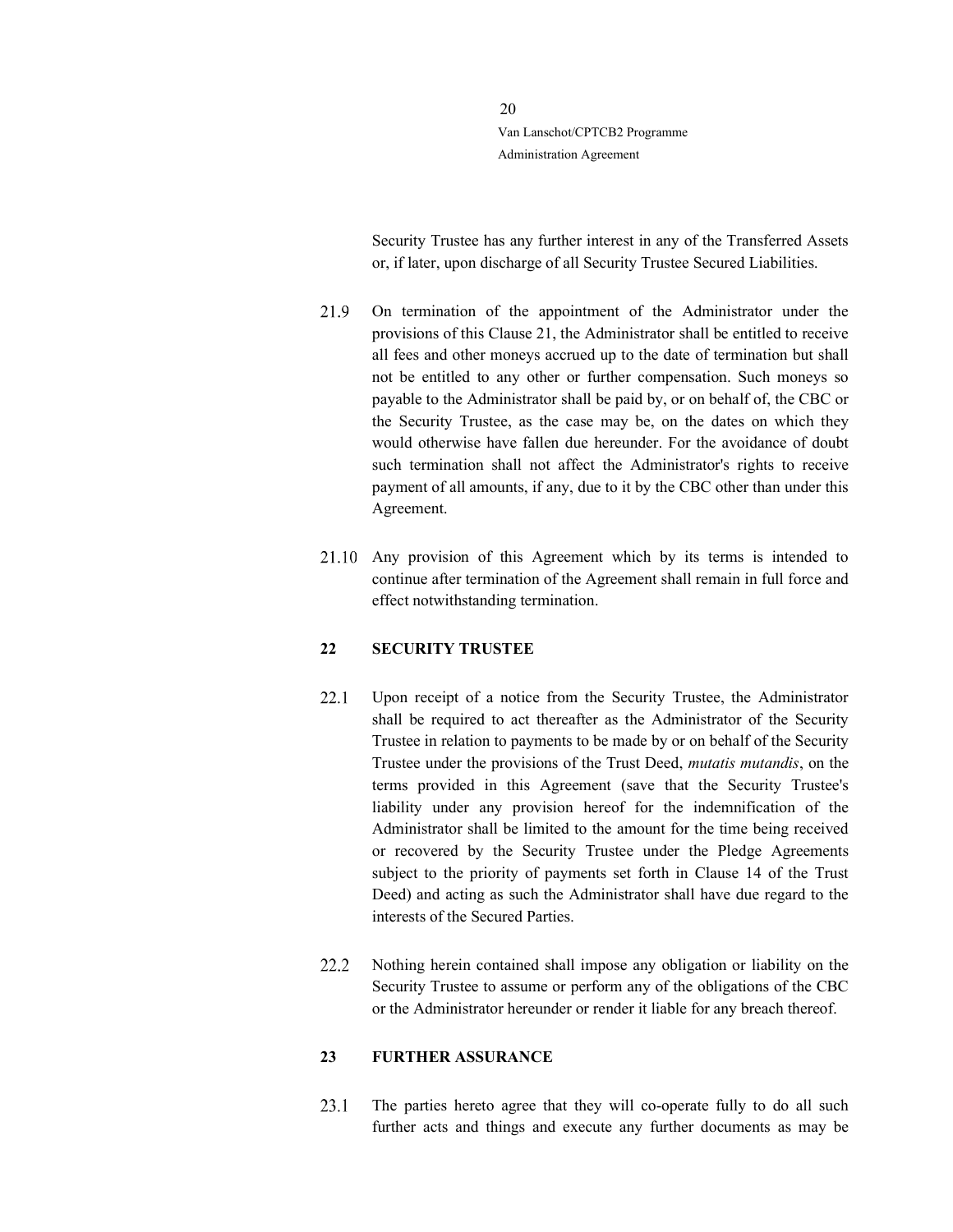Security Trustee has any further interest in any of the Transferred Assets or, if later, upon discharge of all Security Trustee Secured Liabilities.

21.9 On termination of the appointment of the Administrator under the provisions of this Clause 21, the Administrator shall be entitled to receive all fees and other moneys accrued up to the date of termination but shall not be entitled to any other or further compensation. Such moneys so payable to the Administrator shall be paid by, or on behalf of, the CBC or the Security Trustee, as the case may be, on the dates on which they would otherwise have fallen due hereunder. For the avoidance of doubt such termination shall not affect the Administrator's rights to receive payment of all amounts, if any, due to it by the CBC other than under this Agreement.

21.10 Any provision of this Agreement which by its terms is intended to continue after termination of the Agreement shall remain in full force and effect notwithstanding termination.

## 22 SECURITY TRUSTEE

22.1 Upon receipt of a notice from the Security Trustee, the Administrator shall be required to act thereafter as the Administrator of the Security Trustee in relation to payments to be made by or on behalf of the Security Trustee under the provisions of the Trust Deed, *mutatis mutandis*, on the terms provided in this Agreement (save that the Security Trustee's liability under any provision hereof for the indemnification of the Administrator shall be limited to the amount for the time being received or recovered by the Security Trustee under the Pledge Agreements subject to the priority of payments set forth in Clause 14 of the Trust Deed) and acting as such the Administrator shall have due regard to the interests of the Secured Parties.

22.2 Nothing herein contained shall impose any obligation or liability on the Security Trustee to assume or perform any of the obligations of the CBC or the Administrator hereunder or render it liable for any breach thereof.

## 23 FURTHER ASSURANCE

23.1 The parties hereto agree that they will co-operate fully to do all such further acts and things and execute any further documents as may be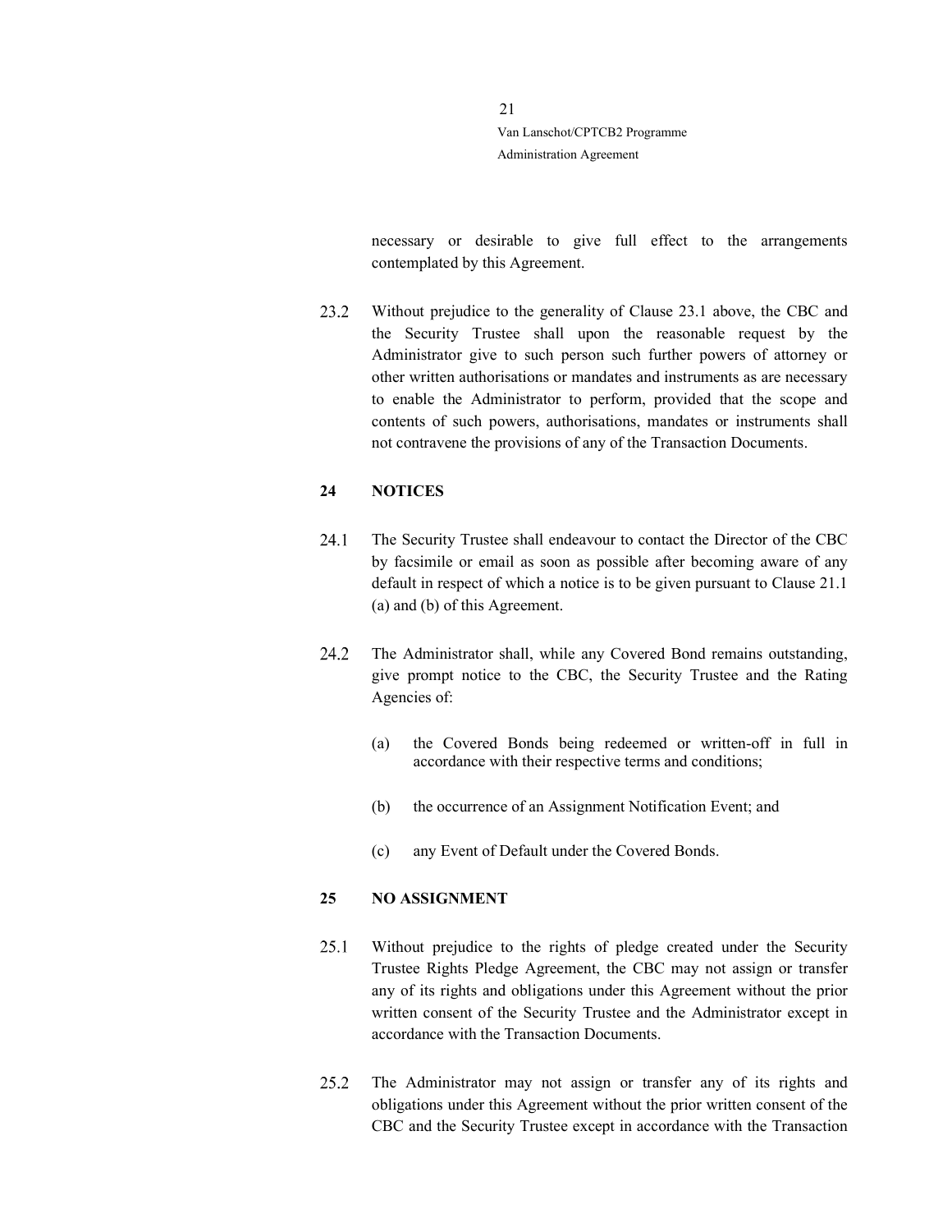necessary or desirable to give full effect to the arrangements contemplated by this Agreement.

23.2 Without prejudice to the generality of Clause 23.1 above, the CBC and the Security Trustee shall upon the reasonable request by the Administrator give to such person such further powers of attorney or other written authorisations or mandates and instruments as are necessary to enable the Administrator to perform, provided that the scope and contents of such powers, authorisations, mandates or instruments shall not contravene the provisions of any of the Transaction Documents.

## 24 NOTICES

24.1 The Security Trustee shall endeavour to contact the Director of the CBC by facsimile or email as soon as possible after becoming aware of any default in respect of which a notice is to be given pursuant to Clause 21.1 (a) and (b) of this Agreement.

24.2 The Administrator shall, while any Covered Bond remains outstanding, give prompt notice to the CBC, the Security Trustee and the Rating Agencies of:

(a) the Covered Bonds being redeemed or written-off in full in accordance with their respective terms and conditions;

(b) the occurrence of an Assignment Notification Event; and

(c) any Event of Default under the Covered Bonds.

## 25 NO ASSIGNMENT

25.1 Without prejudice to the rights of pledge created under the Security Trustee Rights Pledge Agreement, the CBC may not assign or transfer any of its rights and obligations under this Agreement without the prior written consent of the Security Trustee and the Administrator except in accordance with the Transaction Documents.

25.2 The Administrator may not assign or transfer any of its rights and obligations under this Agreement without the prior written consent of the CBC and the Security Trustee except in accordance with the Transaction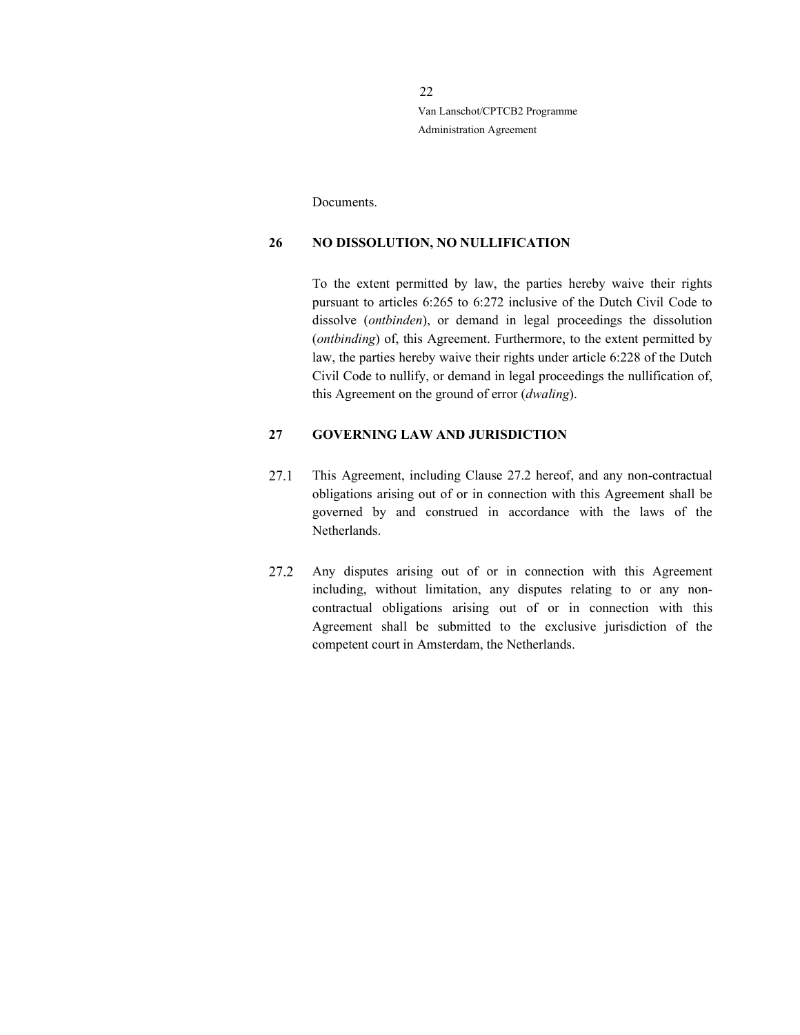Documents.

## 26 NO DISSOLUTION, NO NULLIFICATION

To the extent permitted by law, the parties hereby waive their rights pursuant to articles 6:265 to 6:272 inclusive of the Dutch Civil Code to dissolve (*ontbinden*), or demand in legal proceedings the dissolution (*ontbinding*) of, this Agreement. Furthermore, to the extent permitted by law, the parties hereby waive their rights under article 6:228 of the Dutch Civil Code to nullify, or demand in legal proceedings the nullification of, this Agreement on the ground of error (*dwaling*).

## 27 GOVERNING LAW AND JURISDICTION

27.1 This Agreement, including Clause 27.2 hereof, and any non-contractual obligations arising out of or in connection with this Agreement shall be governed by and construed in accordance with the laws of the Netherlands.

27.2 Any disputes arising out of or in connection with this Agreement including, without limitation, any disputes relating to or any non-contractual obligations arising out of or in connection with this Agreement shall be submitted to the exclusive jurisdiction of the competent court in Amsterdam, the Netherlands.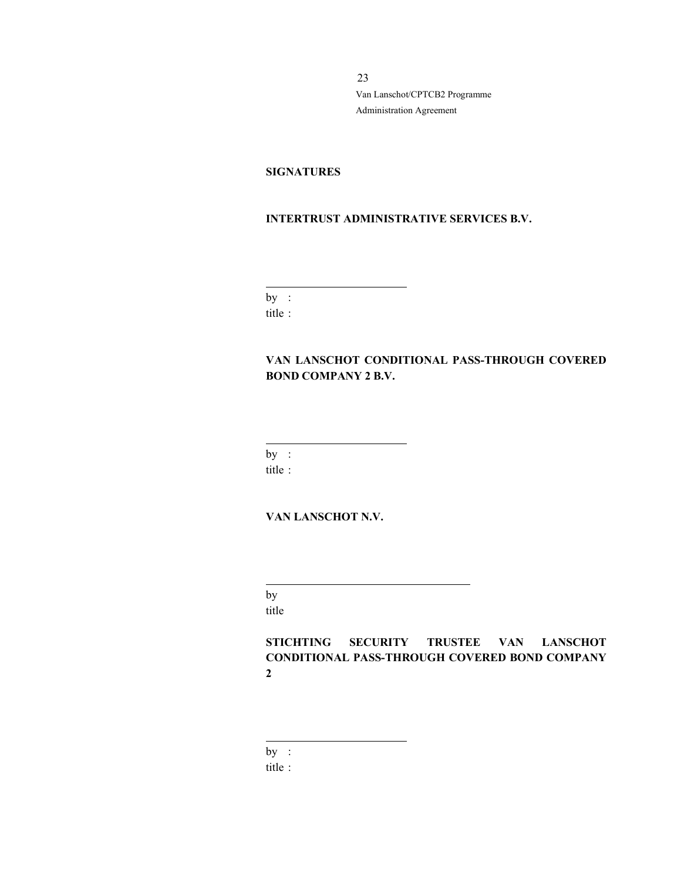**SIGNATURES**

**INTERTRUST ADMINISTRATIVE SERVICES B.V.**

\_\_\_\_\_\_\_\_\_\_\_\_\_\_\_\_\_\_\_\_\_\_\_\_\_\_

by :

title :

**VAN LANSCHOT CONDITIONAL PASS-THROUGH COVERED BOND COMPANY 2 B.V.**

\_\_\_\_\_\_\_\_\_\_\_\_\_\_\_\_\_\_\_\_\_\_\_\_\_\_

by :

title :

**VAN LANSCHOT N.V.**

\_\_\_\_\_\_\_\_\_\_\_\_\_\_\_\_\_\_\_\_\_\_\_\_\_\_\_\_\_\_\_\_\_\_\_\_\_\_

by

title

**STICHTING SECURITY TRUSTEE VAN LANSCHOT CONDITIONAL PASS-THROUGH COVERED BOND COMPANY 2**

\_\_\_\_\_\_\_\_\_\_\_\_\_\_\_\_\_\_\_\_\_\_\_\_\_\_

by :

title :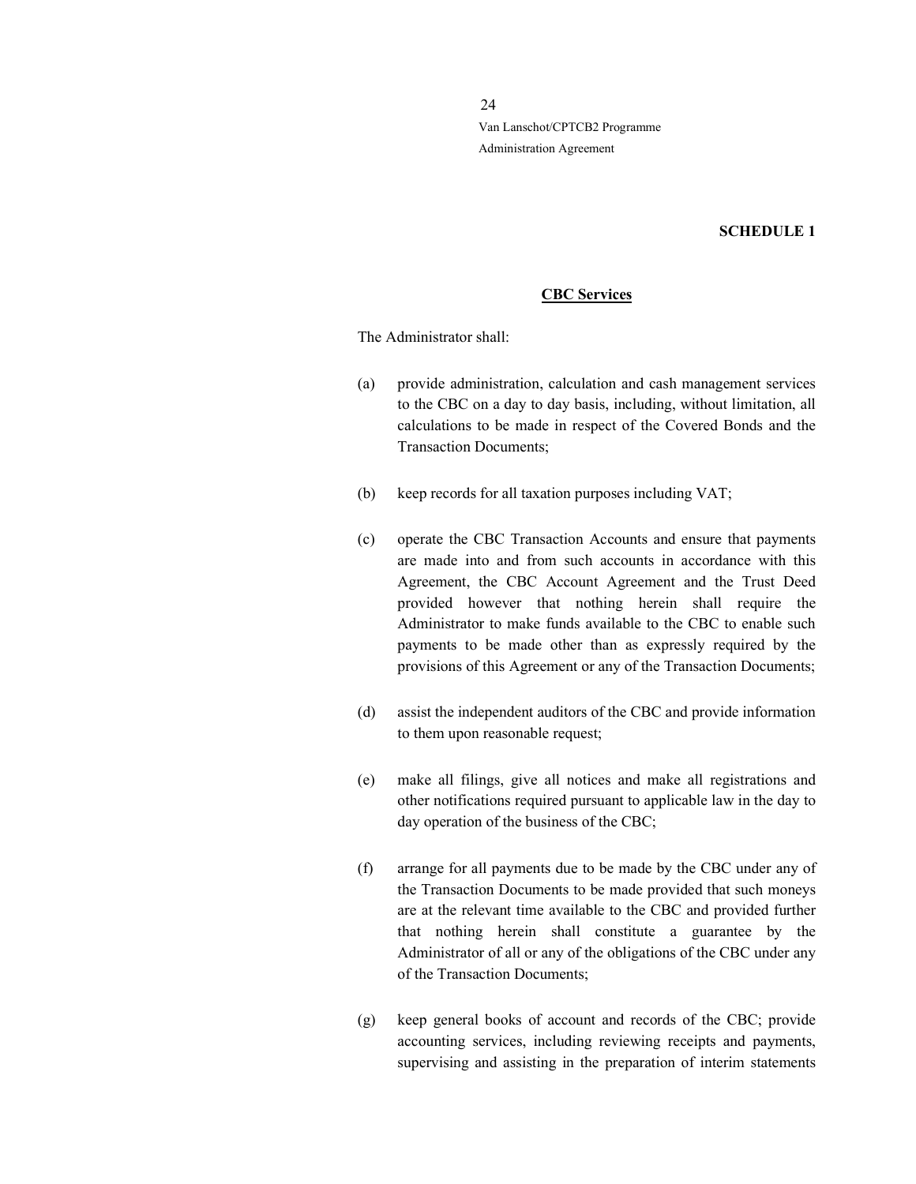**SCHEDULE 1**

**CBC Services**

The Administrator shall:

(a) provide administration, calculation and cash management services to the CBC on a day to day basis, including, without limitation, all calculations to be made in respect of the Covered Bonds and the Transaction Documents;

(b) keep records for all taxation purposes including VAT;

(c) operate the CBC Transaction Accounts and ensure that payments are made into and from such accounts in accordance with this Agreement, the CBC Account Agreement and the Trust Deed provided however that nothing herein shall require the Administrator to make funds available to the CBC to enable such payments to be made other than as expressly required by the provisions of this Agreement or any of the Transaction Documents;

(d) assist the independent auditors of the CBC and provide information to them upon reasonable request;

(e) make all filings, give all notices and make all registrations and other notifications required pursuant to applicable law in the day to day operation of the business of the CBC;

(f) arrange for all payments due to be made by the CBC under any of the Transaction Documents to be made provided that such moneys are at the relevant time available to the CBC and provided further that nothing herein shall constitute a guarantee by the Administrator of all or any of the obligations of the CBC under any of the Transaction Documents;

(g) keep general books of account and records of the CBC; provide accounting services, including reviewing receipts and payments, supervising and assisting in the preparation of interim statements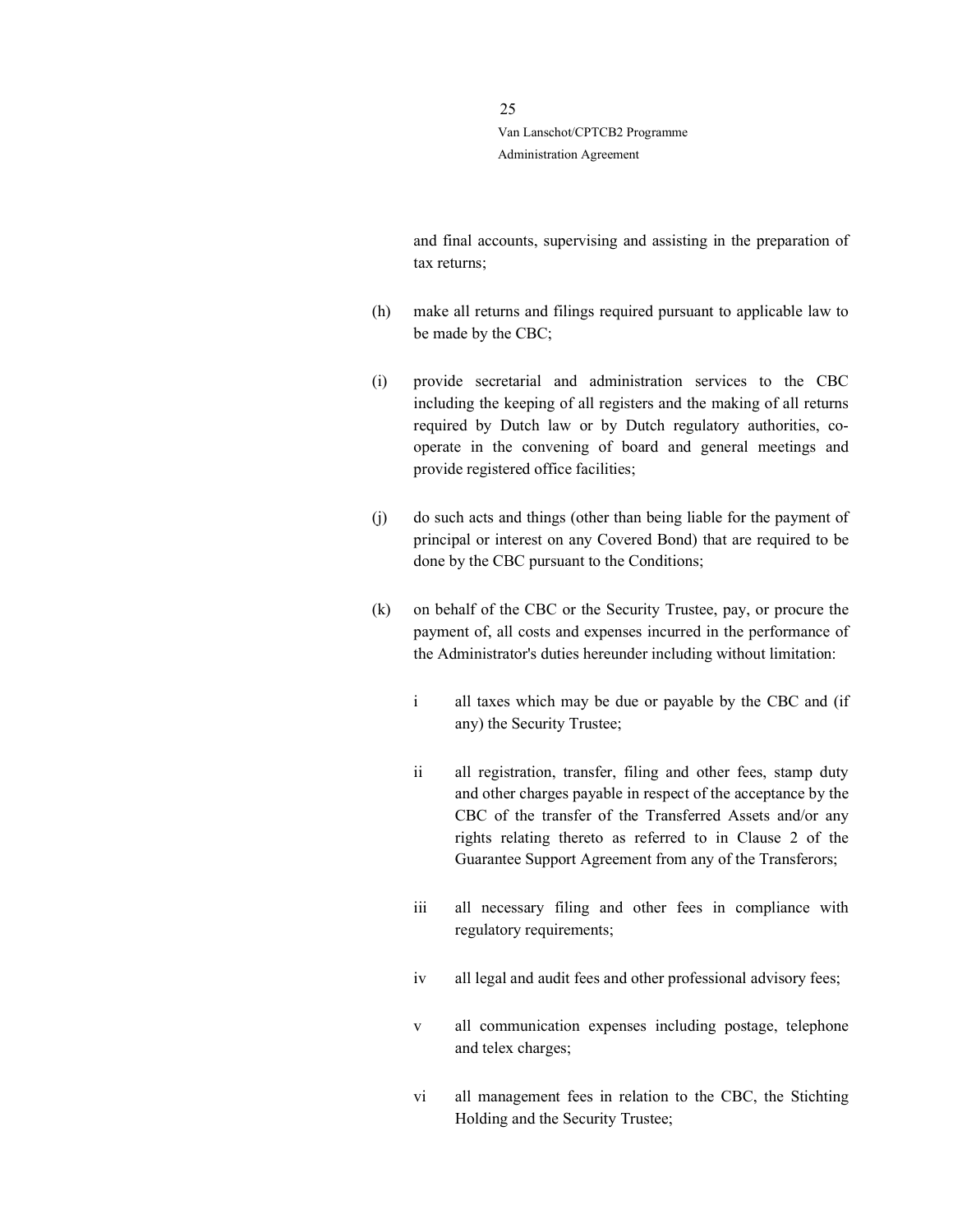and final accounts, supervising and assisting in the preparation of tax returns;

(h) make all returns and filings required pursuant to applicable law to be made by the CBC;

(i) provide secretarial and administration services to the CBC including the keeping of all registers and the making of all returns required by Dutch law or by Dutch regulatory authorities, co-operate in the convening of board and general meetings and provide registered office facilities;

(j) do such acts and things (other than being liable for the payment of principal or interest on any Covered Bond) that are required to be done by the CBC pursuant to the Conditions;

(k) on behalf of the CBC or the Security Trustee, pay, or procure the payment of, all costs and expenses incurred in the performance of the Administrator's duties hereunder including without limitation:

   i all taxes which may be due or payable by the CBC and (if any) the Security Trustee;

   ii all registration, transfer, filing and other fees, stamp duty and other charges payable in respect of the acceptance by the CBC of the transfer of the Transferred Assets and/or any rights relating thereto as referred to in Clause 2 of the Guarantee Support Agreement from any of the Transferors;

   iii all necessary filing and other fees in compliance with regulatory requirements;

   iv all legal and audit fees and other professional advisory fees;

   v all communication expenses including postage, telephone and telex charges;

   vi all management fees in relation to the CBC, the Stichting Holding and the Security Trustee;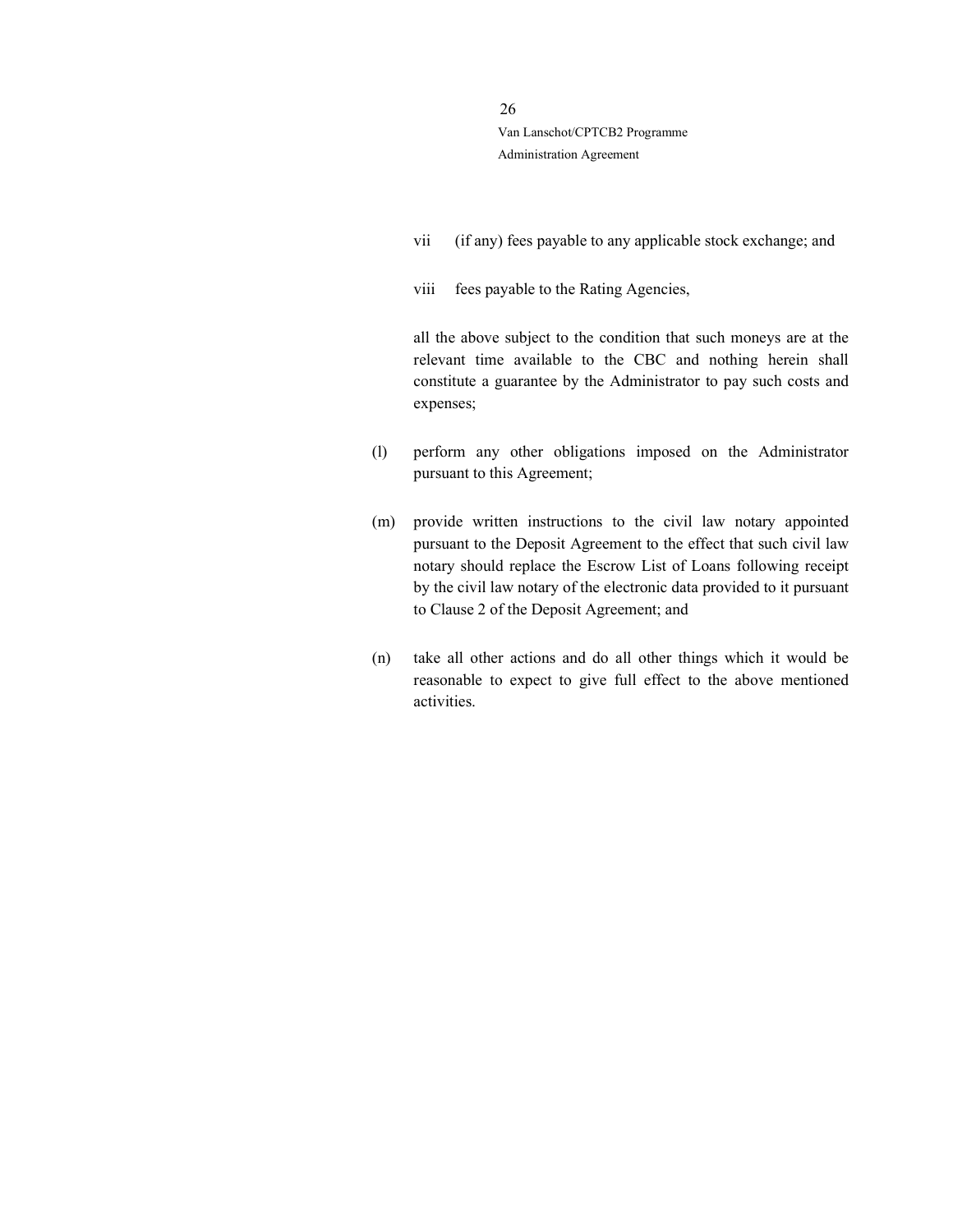vii (if any) fees payable to any applicable stock exchange; and

viii fees payable to the Rating Agencies,

all the above subject to the condition that such moneys are at the relevant time available to the CBC and nothing herein shall constitute a guarantee by the Administrator to pay such costs and expenses;

(l) perform any other obligations imposed on the Administrator pursuant to this Agreement;

(m) provide written instructions to the civil law notary appointed pursuant to the Deposit Agreement to the effect that such civil law notary should replace the Escrow List of Loans following receipt by the civil law notary of the electronic data provided to it pursuant to Clause 2 of the Deposit Agreement; and

(n) take all other actions and do all other things which it would be reasonable to expect to give full effect to the above mentioned activities.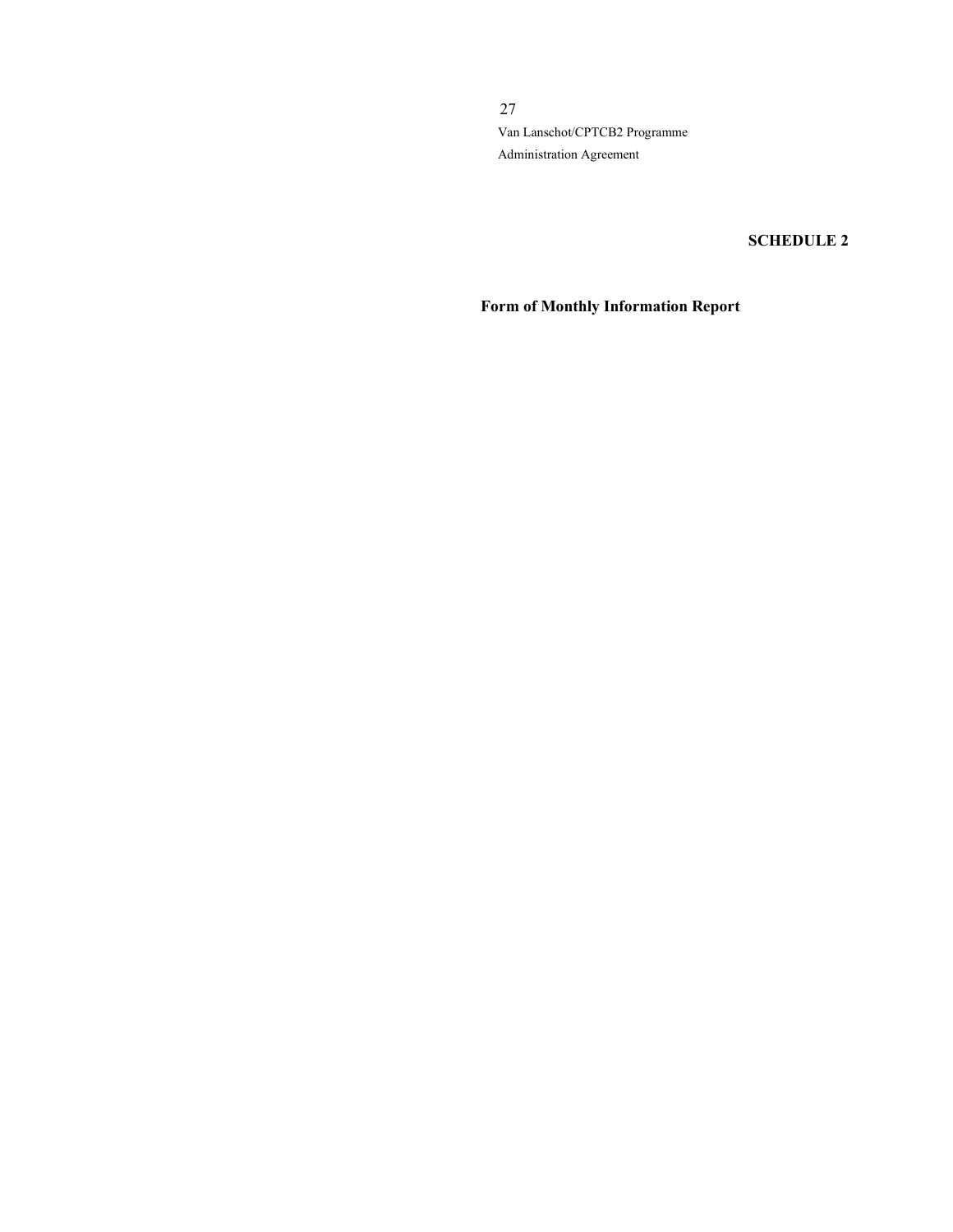## SCHEDULE 2

### Form of Monthly Information Report